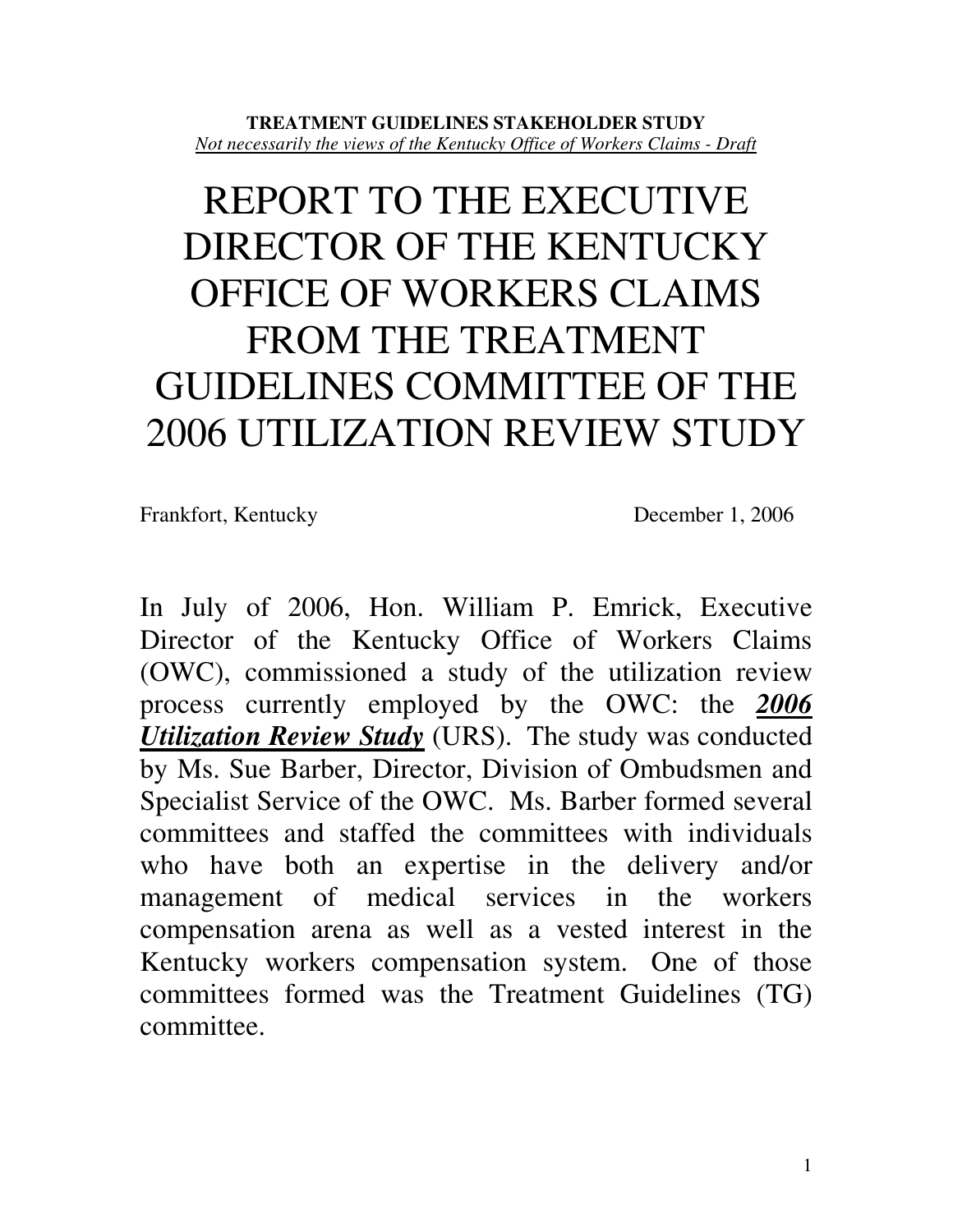**TREATMENT GUIDELINES STAKEHOLDER STUDY**
*Not necessarily the views of the Kentucky Office of Workers Claims - Draft*

# REPORT TO THE EXECUTIVE DIRECTOR OF THE KENTUCKY OFFICE OF WORKERS CLAIMS FROM THE TREATMENT GUIDELINES COMMITTEE OF THE 2006 UTILIZATION REVIEW STUDY

Frankfort, Kentucky December 1, 2006

In July of 2006, Hon. William P. Emrick, Executive Director of the Kentucky Office of Workers Claims (OWC), commissioned a study of the utilization review process currently employed by the OWC: the ***2006 Utilization Review Study*** (URS). The study was conducted by Ms. Sue Barber, Director, Division of Ombudsmen and Specialist Service of the OWC. Ms. Barber formed several committees and staffed the committees with individuals who have both an expertise in the delivery and/or management of medical services in the workers compensation arena as well as a vested interest in the Kentucky workers compensation system. One of those committees formed was the Treatment Guidelines (TG) committee.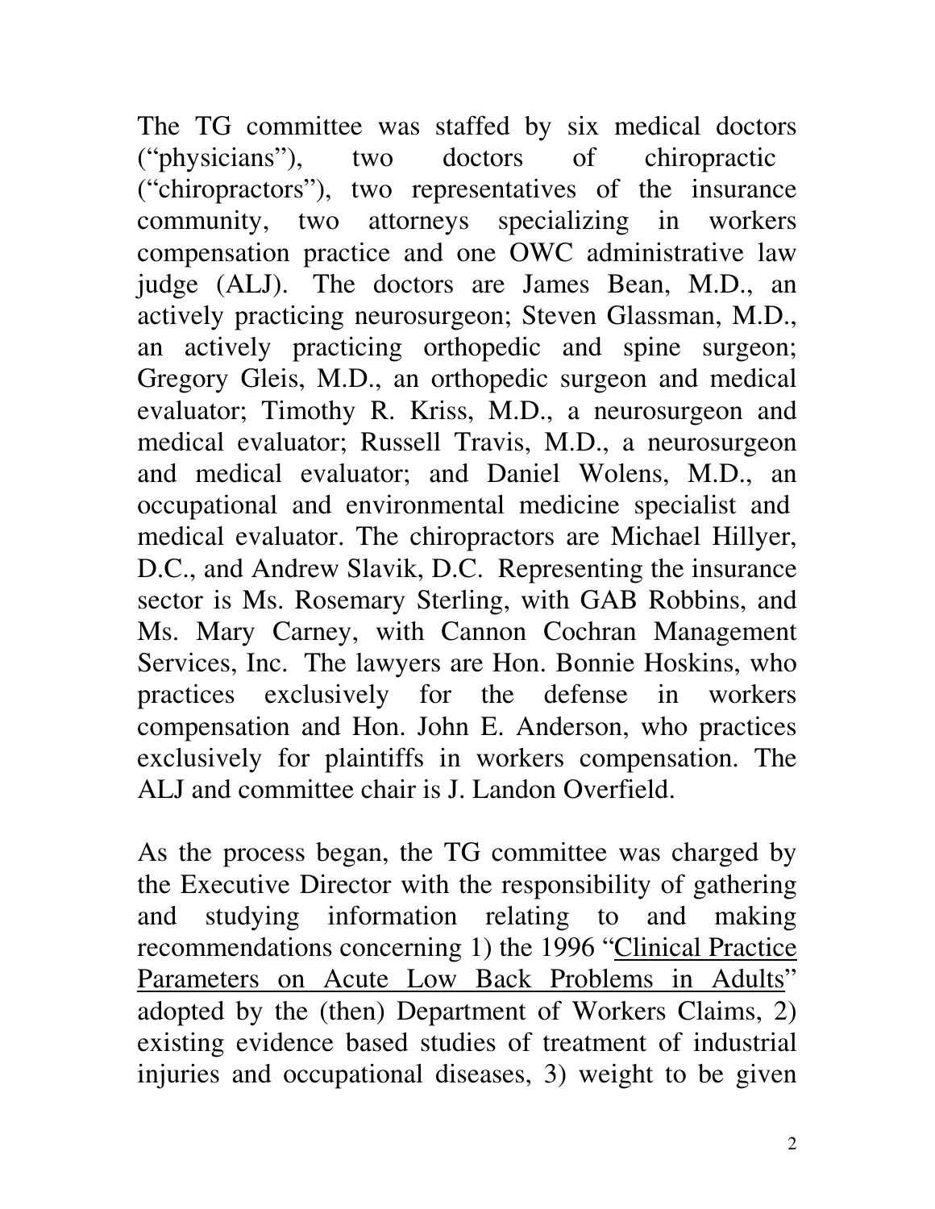The TG committee was staffed by six medical doctors ("physicians"), two doctors of chiropractic ("chiropractors"), two representatives of the insurance community, two attorneys specializing in workers compensation practice and one OWC administrative law judge (ALJ). The doctors are James Bean, M.D., an actively practicing neurosurgeon; Steven Glassman, M.D., an actively practicing orthopedic and spine surgeon; Gregory Gleis, M.D., an orthopedic surgeon and medical evaluator; Timothy R. Kriss, M.D., a neurosurgeon and medical evaluator; Russell Travis, M.D., a neurosurgeon and medical evaluator; and Daniel Wolens, M.D., an occupational and environmental medicine specialist and medical evaluator. The chiropractors are Michael Hillyer, D.C., and Andrew Slavik, D.C. Representing the insurance sector is Ms. Rosemary Sterling, with GAB Robbins, and Ms. Mary Carney, with Cannon Cochran Management Services, Inc. The lawyers are Hon. Bonnie Hoskins, who practices exclusively for the defense in workers compensation and Hon. John E. Anderson, who practices exclusively for plaintiffs in workers compensation. The ALJ and committee chair is J. Landon Overfield.

As the process began, the TG committee was charged by the Executive Director with the responsibility of gathering and studying information relating to and making recommendations concerning 1) the 1996 "Clinical Practice Parameters on Acute Low Back Problems in Adults" adopted by the (then) Department of Workers Claims, 2) existing evidence based studies of treatment of industrial injuries and occupational diseases, 3) weight to be given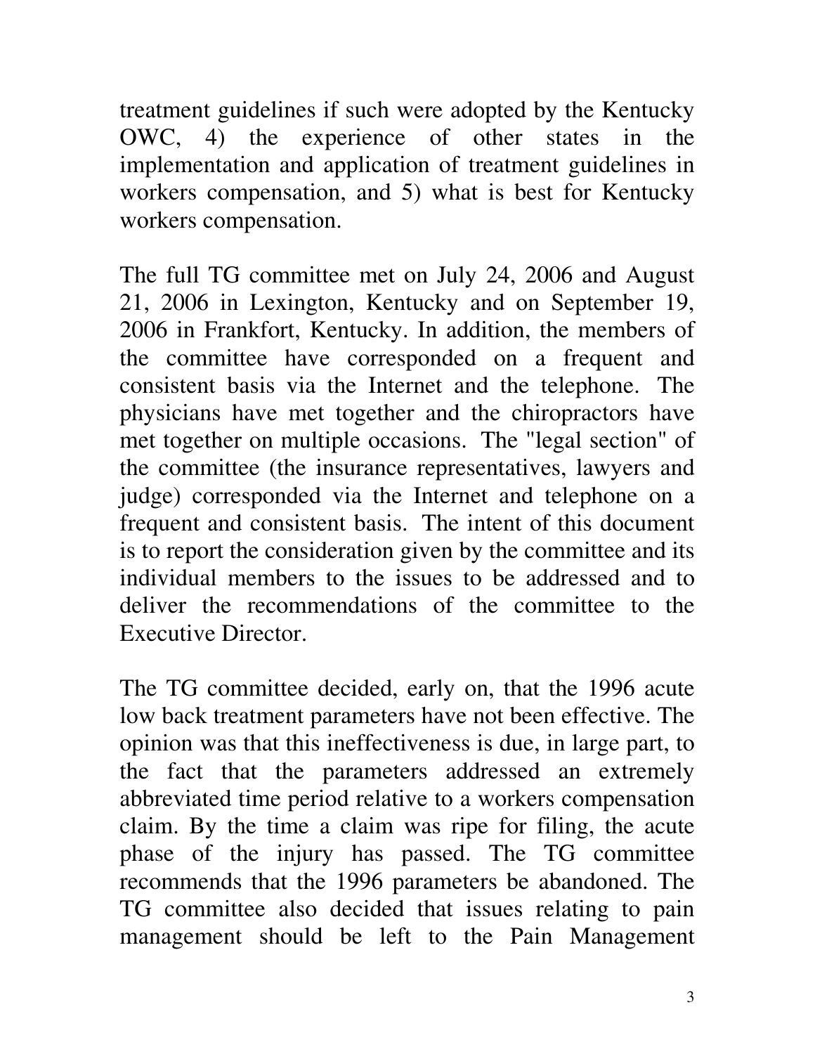treatment guidelines if such were adopted by the Kentucky OWC, 4) the experience of other states in the implementation and application of treatment guidelines in workers compensation, and 5) what is best for Kentucky workers compensation.

The full TG committee met on July 24, 2006 and August 21, 2006 in Lexington, Kentucky and on September 19, 2006 in Frankfort, Kentucky. In addition, the members of the committee have corresponded on a frequent and consistent basis via the Internet and the telephone. The physicians have met together and the chiropractors have met together on multiple occasions. The "legal section" of the committee (the insurance representatives, lawyers and judge) corresponded via the Internet and telephone on a frequent and consistent basis. The intent of this document is to report the consideration given by the committee and its individual members to the issues to be addressed and to deliver the recommendations of the committee to the Executive Director.

The TG committee decided, early on, that the 1996 acute low back treatment parameters have not been effective. The opinion was that this ineffectiveness is due, in large part, to the fact that the parameters addressed an extremely abbreviated time period relative to a workers compensation claim. By the time a claim was ripe for filing, the acute phase of the injury has passed. The TG committee recommends that the 1996 parameters be abandoned. The TG committee also decided that issues relating to pain management should be left to the Pain Management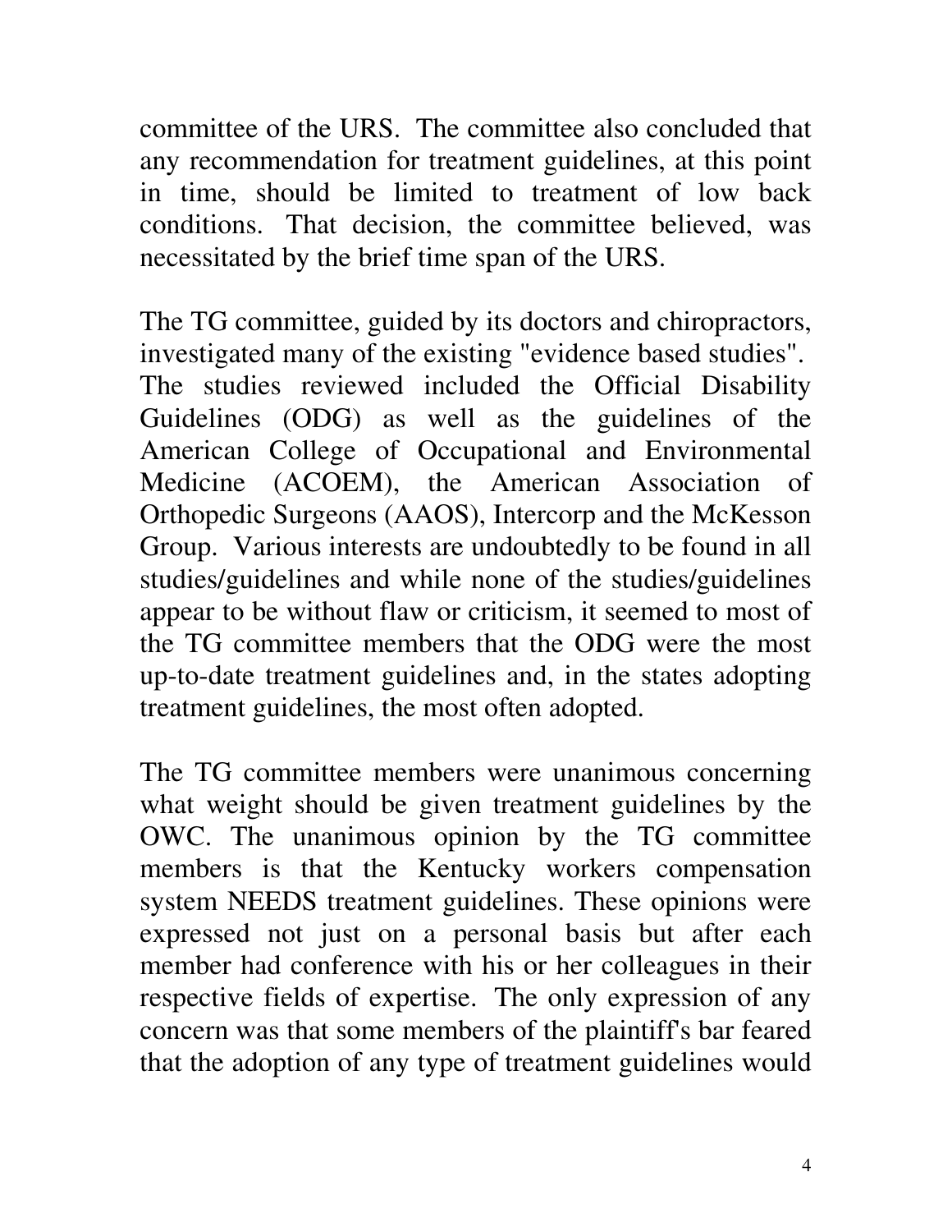committee of the URS. The committee also concluded that any recommendation for treatment guidelines, at this point in time, should be limited to treatment of low back conditions. That decision, the committee believed, was necessitated by the brief time span of the URS.

The TG committee, guided by its doctors and chiropractors, investigated many of the existing "evidence based studies". The studies reviewed included the Official Disability Guidelines (ODG) as well as the guidelines of the American College of Occupational and Environmental Medicine (ACOEM), the American Association of Orthopedic Surgeons (AAOS), Intercorp and the McKesson Group. Various interests are undoubtedly to be found in all studies/guidelines and while none of the studies/guidelines appear to be without flaw or criticism, it seemed to most of the TG committee members that the ODG were the most up-to-date treatment guidelines and, in the states adopting treatment guidelines, the most often adopted.

The TG committee members were unanimous concerning what weight should be given treatment guidelines by the OWC. The unanimous opinion by the TG committee members is that the Kentucky workers compensation system NEEDS treatment guidelines. These opinions were expressed not just on a personal basis but after each member had conference with his or her colleagues in their respective fields of expertise. The only expression of any concern was that some members of the plaintiff's bar feared that the adoption of any type of treatment guidelines would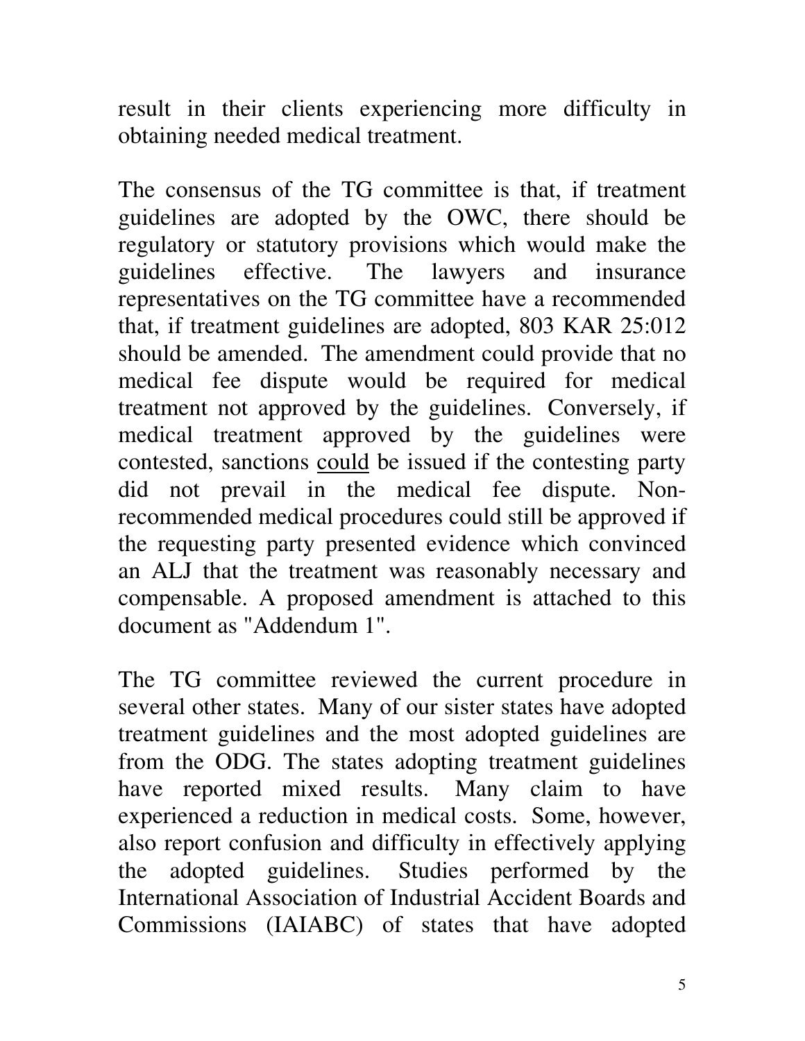result in their clients experiencing more difficulty in obtaining needed medical treatment.

The consensus of the TG committee is that, if treatment guidelines are adopted by the OWC, there should be regulatory or statutory provisions which would make the guidelines effective. The lawyers and insurance representatives on the TG committee have a recommended that, if treatment guidelines are adopted, 803 KAR 25:012 should be amended. The amendment could provide that no medical fee dispute would be required for medical treatment not approved by the guidelines. Conversely, if medical treatment approved by the guidelines were contested, sanctions <u>could</u> be issued if the contesting party did not prevail in the medical fee dispute. Non-recommended medical procedures could still be approved if the requesting party presented evidence which convinced an ALJ that the treatment was reasonably necessary and compensable. A proposed amendment is attached to this document as "Addendum 1".

The TG committee reviewed the current procedure in several other states. Many of our sister states have adopted treatment guidelines and the most adopted guidelines are from the ODG. The states adopting treatment guidelines have reported mixed results. Many claim to have experienced a reduction in medical costs. Some, however, also report confusion and difficulty in effectively applying the adopted guidelines. Studies performed by the International Association of Industrial Accident Boards and Commissions (IAIABC) of states that have adopted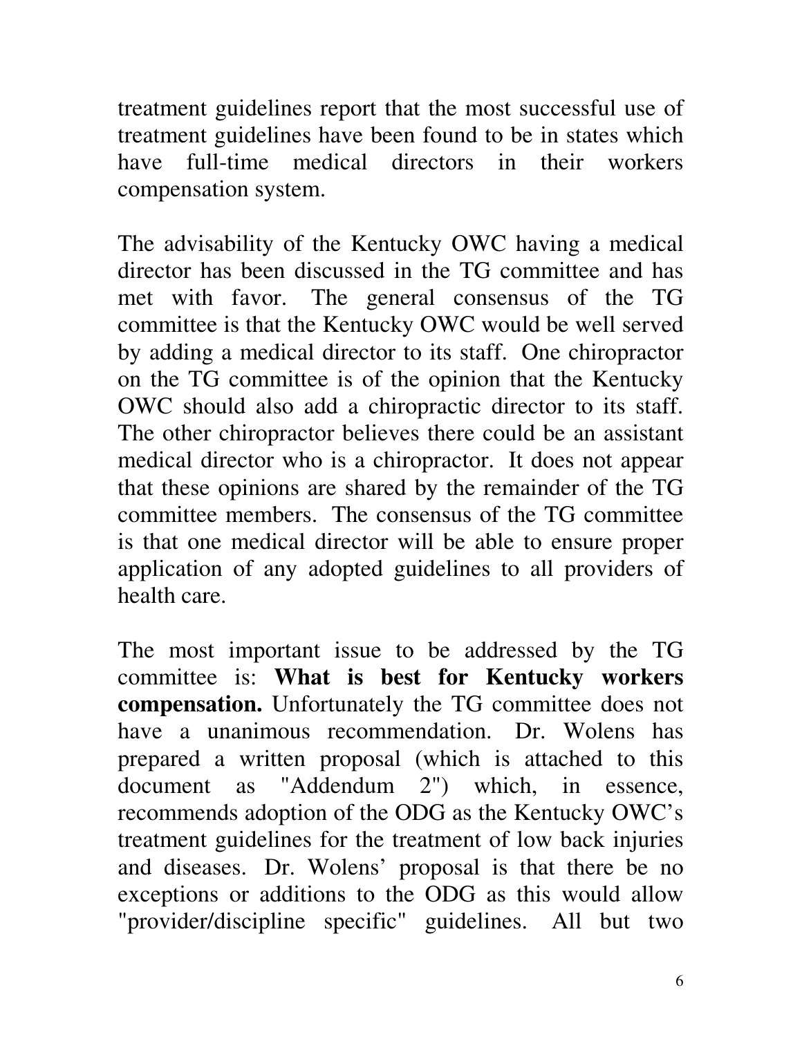treatment guidelines report that the most successful use of treatment guidelines have been found to be in states which have full-time medical directors in their workers compensation system.

The advisability of the Kentucky OWC having a medical director has been discussed in the TG committee and has met with favor. The general consensus of the TG committee is that the Kentucky OWC would be well served by adding a medical director to its staff. One chiropractor on the TG committee is of the opinion that the Kentucky OWC should also add a chiropractic director to its staff. The other chiropractor believes there could be an assistant medical director who is a chiropractor. It does not appear that these opinions are shared by the remainder of the TG committee members. The consensus of the TG committee is that one medical director will be able to ensure proper application of any adopted guidelines to all providers of health care.

The most important issue to be addressed by the TG committee is: **What is best for Kentucky workers compensation.** Unfortunately the TG committee does not have a unanimous recommendation. Dr. Wolens has prepared a written proposal (which is attached to this document as "Addendum 2") which, in essence, recommends adoption of the ODG as the Kentucky OWC's treatment guidelines for the treatment of low back injuries and diseases. Dr. Wolens' proposal is that there be no exceptions or additions to the ODG as this would allow "provider/discipline specific" guidelines. All but two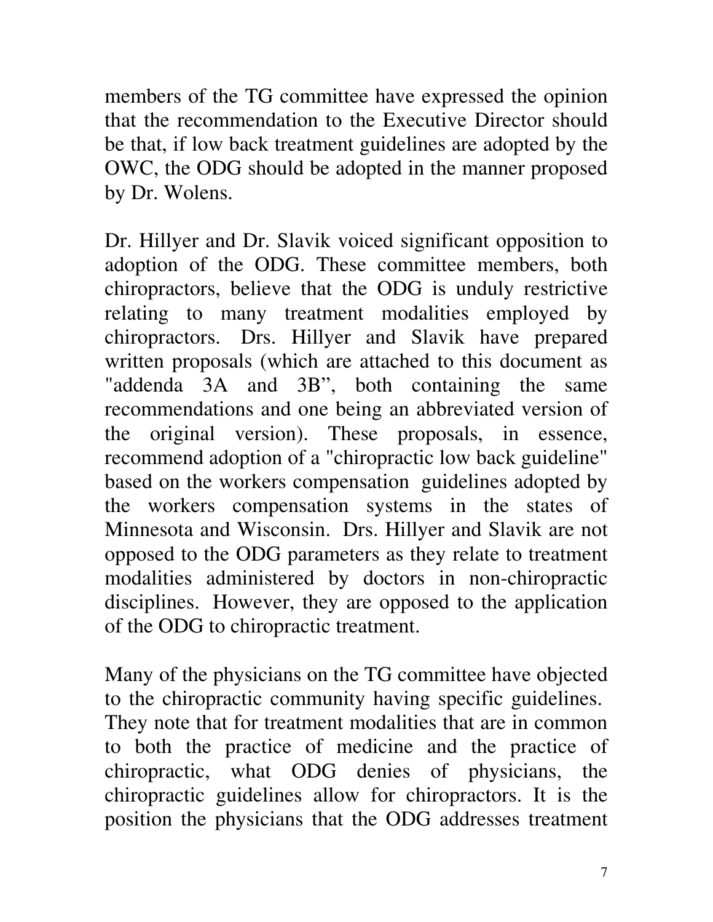members of the TG committee have expressed the opinion that the recommendation to the Executive Director should be that, if low back treatment guidelines are adopted by the OWC, the ODG should be adopted in the manner proposed by Dr. Wolens.

Dr. Hillyer and Dr. Slavik voiced significant opposition to adoption of the ODG. These committee members, both chiropractors, believe that the ODG is unduly restrictive relating to many treatment modalities employed by chiropractors. Drs. Hillyer and Slavik have prepared written proposals (which are attached to this document as "addenda 3A and 3B", both containing the same recommendations and one being an abbreviated version of the original version). These proposals, in essence, recommend adoption of a "chiropractic low back guideline" based on the workers compensation guidelines adopted by the workers compensation systems in the states of Minnesota and Wisconsin. Drs. Hillyer and Slavik are not opposed to the ODG parameters as they relate to treatment modalities administered by doctors in non-chiropractic disciplines. However, they are opposed to the application of the ODG to chiropractic treatment.

Many of the physicians on the TG committee have objected to the chiropractic community having specific guidelines. They note that for treatment modalities that are in common to both the practice of medicine and the practice of chiropractic, what ODG denies of physicians, the chiropractic guidelines allow for chiropractors. It is the position the physicians that the ODG addresses treatment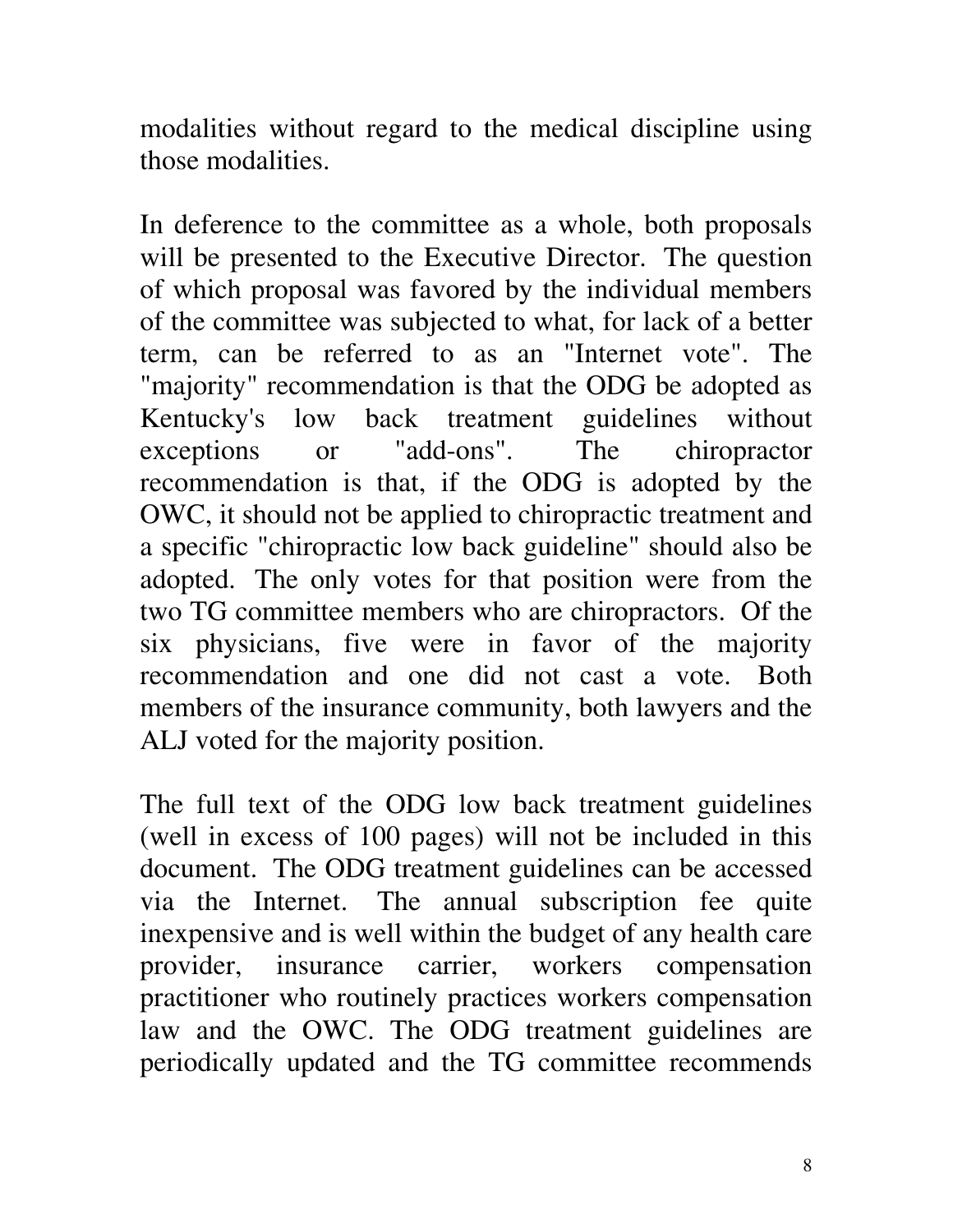modalities without regard to the medical discipline using those modalities.

In deference to the committee as a whole, both proposals will be presented to the Executive Director. The question of which proposal was favored by the individual members of the committee was subjected to what, for lack of a better term, can be referred to as an "Internet vote". The "majority" recommendation is that the ODG be adopted as Kentucky's low back treatment guidelines without exceptions or "add-ons". The chiropractor recommendation is that, if the ODG is adopted by the OWC, it should not be applied to chiropractic treatment and a specific "chiropractic low back guideline" should also be adopted. The only votes for that position were from the two TG committee members who are chiropractors. Of the six physicians, five were in favor of the majority recommendation and one did not cast a vote. Both members of the insurance community, both lawyers and the ALJ voted for the majority position.

The full text of the ODG low back treatment guidelines (well in excess of 100 pages) will not be included in this document. The ODG treatment guidelines can be accessed via the Internet. The annual subscription fee quite inexpensive and is well within the budget of any health care provider, insurance carrier, workers compensation practitioner who routinely practices workers compensation law and the OWC. The ODG treatment guidelines are periodically updated and the TG committee recommends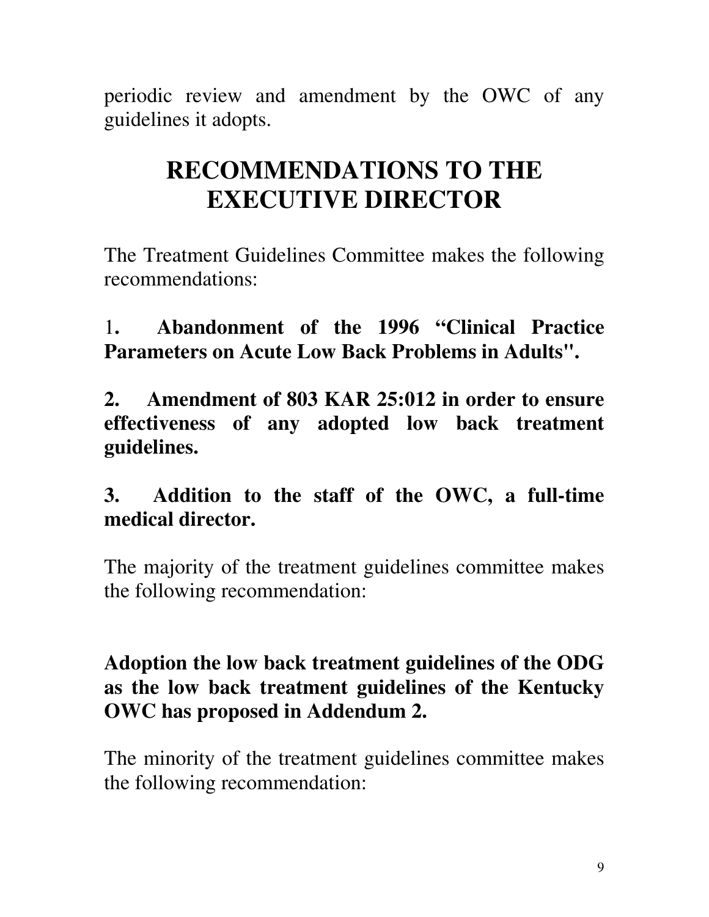periodic review and amendment by the OWC of any guidelines it adopts.

# RECOMMENDATIONS TO THE EXECUTIVE DIRECTOR

The Treatment Guidelines Committee makes the following recommendations:

1**. Abandonment of the 1996 "Clinical Practice Parameters on Acute Low Back Problems in Adults".**

**2. Amendment of 803 KAR 25:012 in order to ensure effectiveness of any adopted low back treatment guidelines.**

**3. Addition to the staff of the OWC, a full-time medical director.**

The majority of the treatment guidelines committee makes the following recommendation:

**Adoption the low back treatment guidelines of the ODG as the low back treatment guidelines of the Kentucky OWC has proposed in Addendum 2.**

The minority of the treatment guidelines committee makes the following recommendation: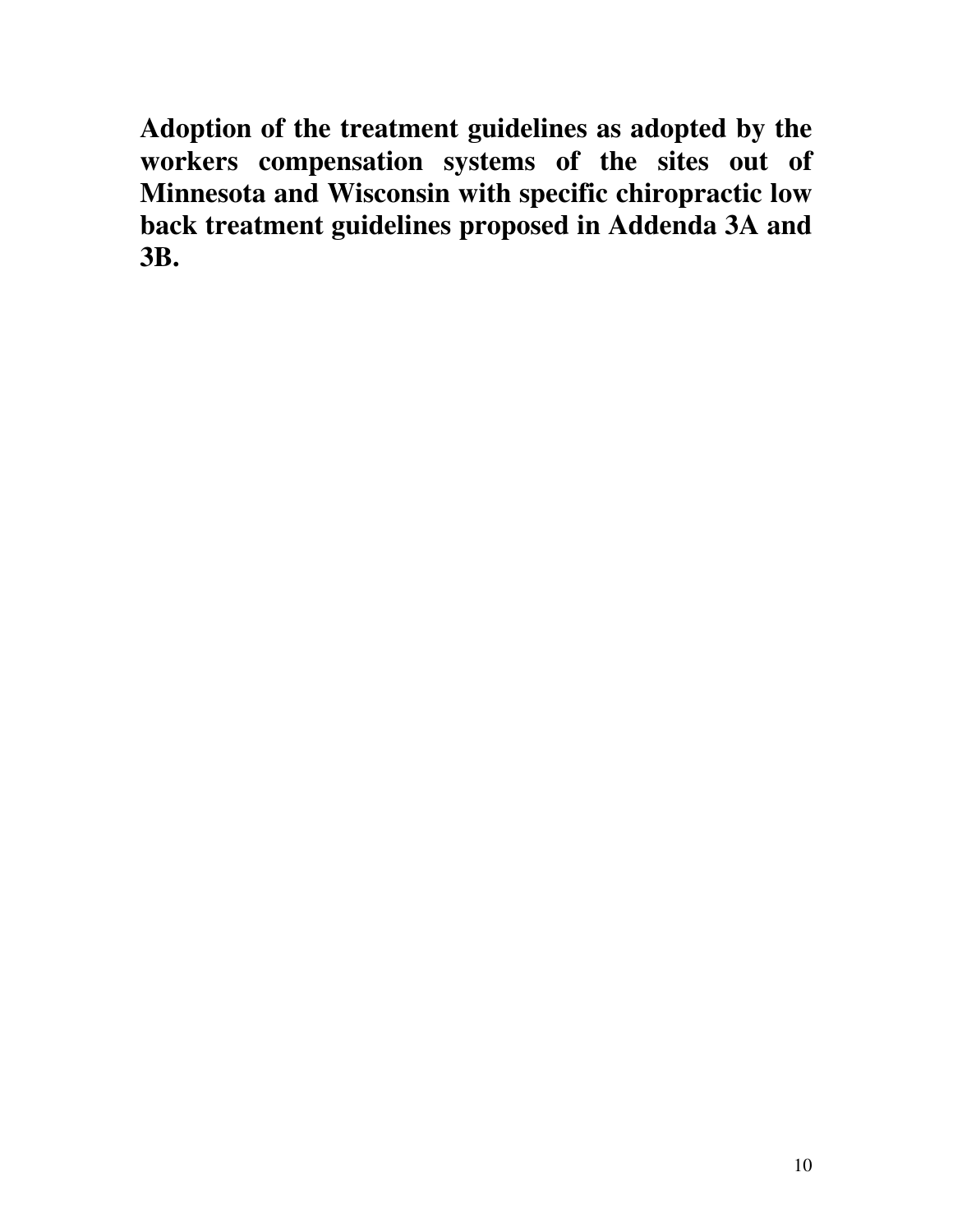**Adoption of the treatment guidelines as adopted by the workers compensation systems of the sites out of Minnesota and Wisconsin with specific chiropractic low back treatment guidelines proposed in Addenda 3A and 3B.**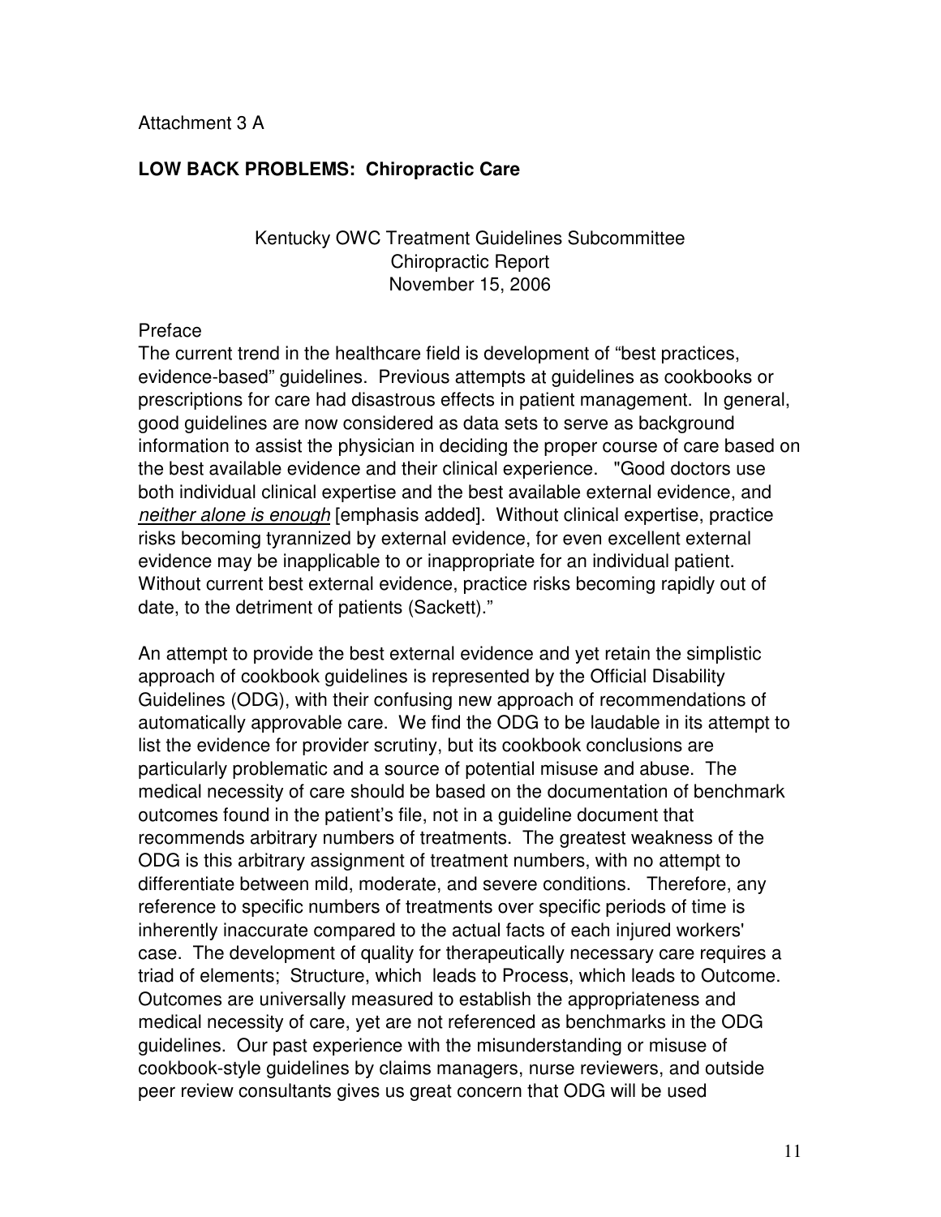Attachment 3 A

**LOW BACK PROBLEMS: Chiropractic Care**

Kentucky OWC Treatment Guidelines Subcommittee
Chiropractic Report
November 15, 2006

Preface

The current trend in the healthcare field is development of "best practices, evidence-based" guidelines. Previous attempts at guidelines as cookbooks or prescriptions for care had disastrous effects in patient management. In general, good guidelines are now considered as data sets to serve as background information to assist the physician in deciding the proper course of care based on the best available evidence and their clinical experience. "Good doctors use both individual clinical expertise and the best available external evidence, and *neither alone is enough* [emphasis added]. Without clinical expertise, practice risks becoming tyrannized by external evidence, for even excellent external evidence may be inapplicable to or inappropriate for an individual patient. Without current best external evidence, practice risks becoming rapidly out of date, to the detriment of patients (Sackett)."

An attempt to provide the best external evidence and yet retain the simplistic approach of cookbook guidelines is represented by the Official Disability Guidelines (ODG), with their confusing new approach of recommendations of automatically approvable care. We find the ODG to be laudable in its attempt to list the evidence for provider scrutiny, but its cookbook conclusions are particularly problematic and a source of potential misuse and abuse. The medical necessity of care should be based on the documentation of benchmark outcomes found in the patient's file, not in a guideline document that recommends arbitrary numbers of treatments. The greatest weakness of the ODG is this arbitrary assignment of treatment numbers, with no attempt to differentiate between mild, moderate, and severe conditions. Therefore, any reference to specific numbers of treatments over specific periods of time is inherently inaccurate compared to the actual facts of each injured workers' case. The development of quality for therapeutically necessary care requires a triad of elements; Structure, which leads to Process, which leads to Outcome. Outcomes are universally measured to establish the appropriateness and medical necessity of care, yet are not referenced as benchmarks in the ODG guidelines. Our past experience with the misunderstanding or misuse of cookbook-style guidelines by claims managers, nurse reviewers, and outside peer review consultants gives us great concern that ODG will be used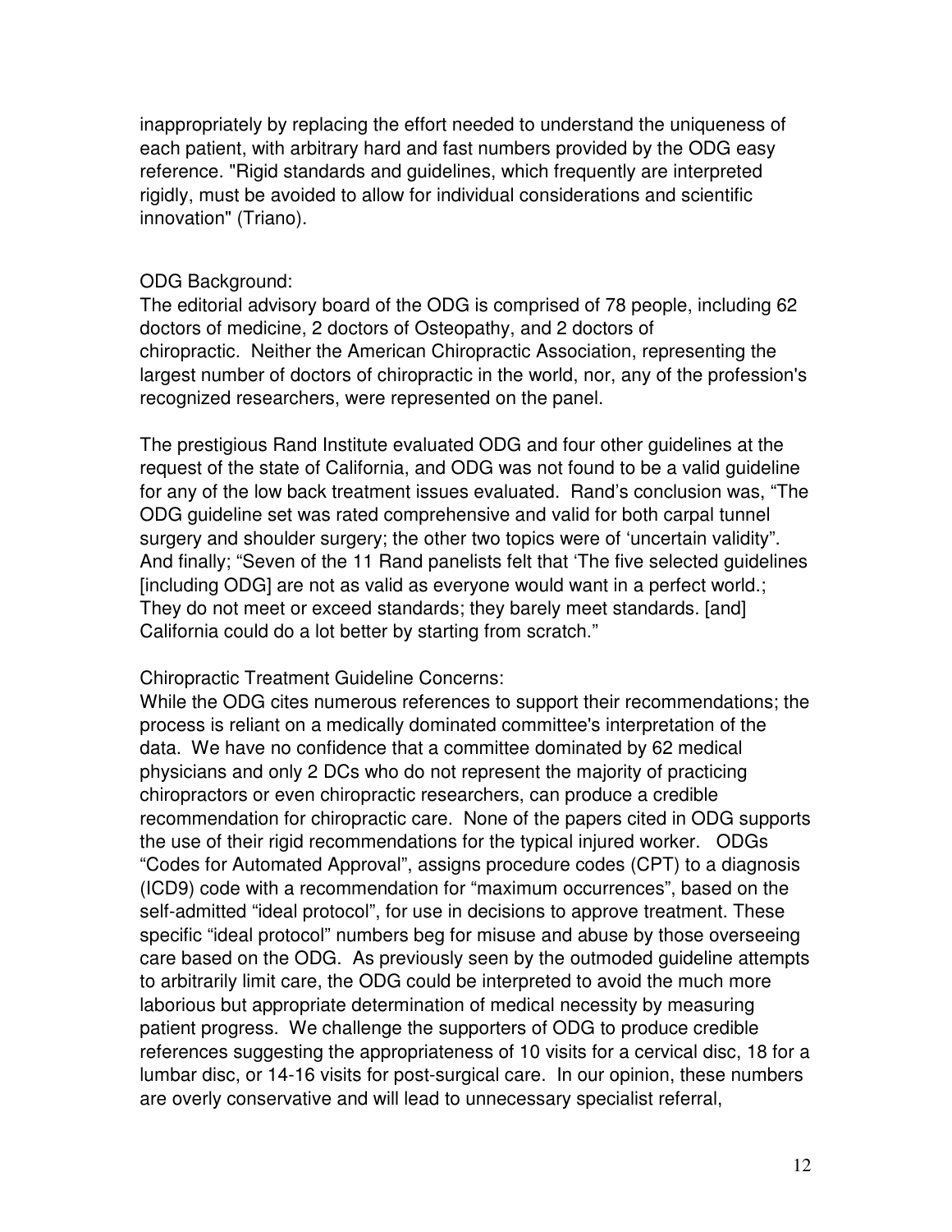inappropriately by replacing the effort needed to understand the uniqueness of each patient, with arbitrary hard and fast numbers provided by the ODG easy reference. "Rigid standards and guidelines, which frequently are interpreted rigidly, must be avoided to allow for individual considerations and scientific innovation" (Triano).

ODG Background:

The editorial advisory board of the ODG is comprised of 78 people, including 62 doctors of medicine, 2 doctors of Osteopathy, and 2 doctors of chiropractic. Neither the American Chiropractic Association, representing the largest number of doctors of chiropractic in the world, nor, any of the profession's recognized researchers, were represented on the panel.

The prestigious Rand Institute evaluated ODG and four other guidelines at the request of the state of California, and ODG was not found to be a valid guideline for any of the low back treatment issues evaluated. Rand's conclusion was, "The ODG guideline set was rated comprehensive and valid for both carpal tunnel surgery and shoulder surgery; the other two topics were of 'uncertain validity". And finally; "Seven of the 11 Rand panelists felt that 'The five selected guidelines [including ODG] are not as valid as everyone would want in a perfect world.; They do not meet or exceed standards; they barely meet standards. [and] California could do a lot better by starting from scratch."

Chiropractic Treatment Guideline Concerns:

While the ODG cites numerous references to support their recommendations; the process is reliant on a medically dominated committee's interpretation of the data. We have no confidence that a committee dominated by 62 medical physicians and only 2 DCs who do not represent the majority of practicing chiropractors or even chiropractic researchers, can produce a credible recommendation for chiropractic care. None of the papers cited in ODG supports the use of their rigid recommendations for the typical injured worker. ODGs "Codes for Automated Approval", assigns procedure codes (CPT) to a diagnosis (ICD9) code with a recommendation for "maximum occurrences", based on the self-admitted "ideal protocol", for use in decisions to approve treatment. These specific "ideal protocol" numbers beg for misuse and abuse by those overseeing care based on the ODG. As previously seen by the outmoded guideline attempts to arbitrarily limit care, the ODG could be interpreted to avoid the much more laborious but appropriate determination of medical necessity by measuring patient progress. We challenge the supporters of ODG to produce credible references suggesting the appropriateness of 10 visits for a cervical disc, 18 for a lumbar disc, or 14-16 visits for post-surgical care. In our opinion, these numbers are overly conservative and will lead to unnecessary specialist referral,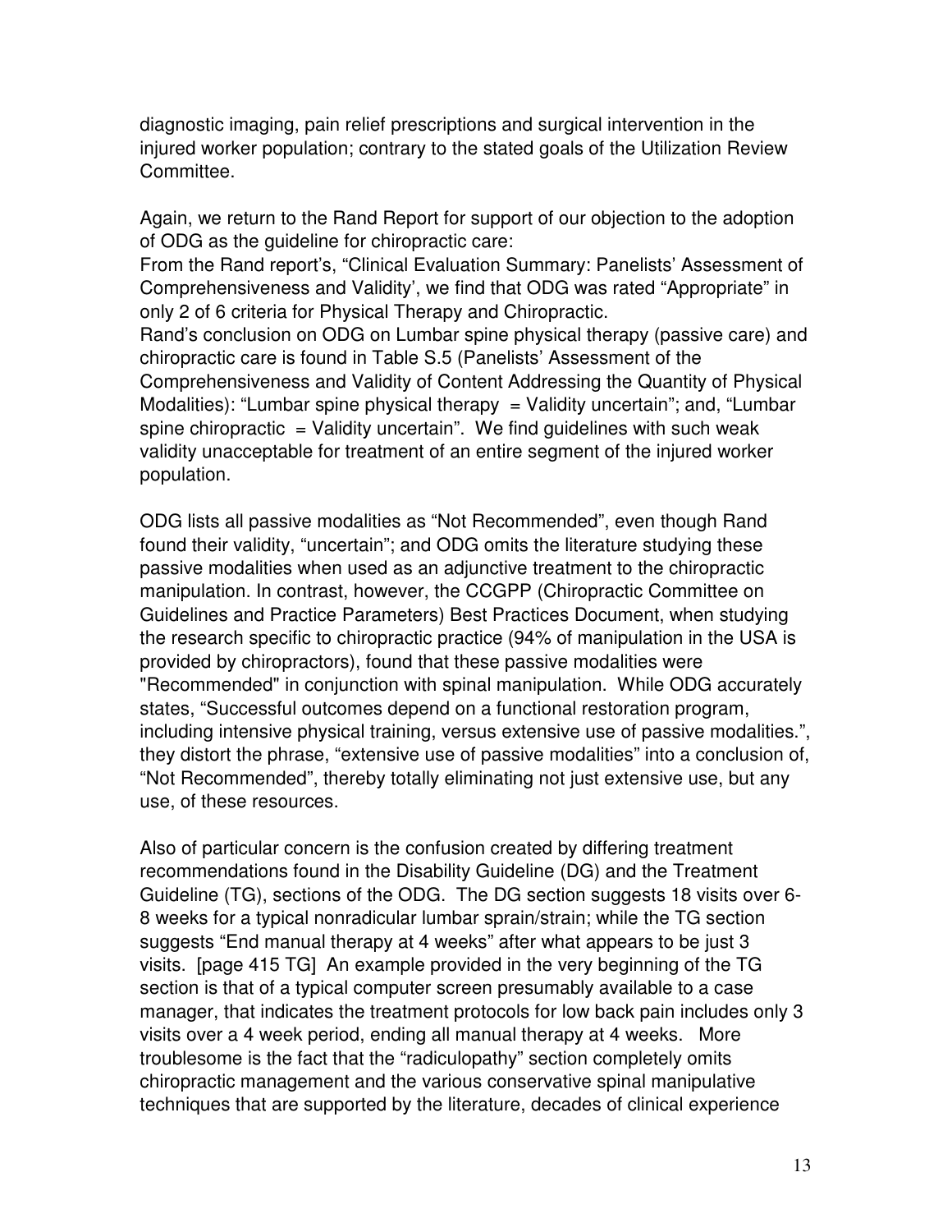diagnostic imaging, pain relief prescriptions and surgical intervention in the injured worker population; contrary to the stated goals of the Utilization Review Committee.

Again, we return to the Rand Report for support of our objection to the adoption of ODG as the guideline for chiropractic care:
From the Rand report's, "Clinical Evaluation Summary: Panelists' Assessment of Comprehensiveness and Validity', we find that ODG was rated "Appropriate" in only 2 of 6 criteria for Physical Therapy and Chiropractic.
Rand's conclusion on ODG on Lumbar spine physical therapy (passive care) and chiropractic care is found in Table S.5 (Panelists' Assessment of the Comprehensiveness and Validity of Content Addressing the Quantity of Physical Modalities): "Lumbar spine physical therapy = Validity uncertain"; and, "Lumbar spine chiropractic = Validity uncertain". We find guidelines with such weak validity unacceptable for treatment of an entire segment of the injured worker population.

ODG lists all passive modalities as "Not Recommended", even though Rand found their validity, "uncertain"; and ODG omits the literature studying these passive modalities when used as an adjunctive treatment to the chiropractic manipulation. In contrast, however, the CCGPP (Chiropractic Committee on Guidelines and Practice Parameters) Best Practices Document, when studying the research specific to chiropractic practice (94% of manipulation in the USA is provided by chiropractors), found that these passive modalities were "Recommended" in conjunction with spinal manipulation. While ODG accurately states, "Successful outcomes depend on a functional restoration program, including intensive physical training, versus extensive use of passive modalities.", they distort the phrase, "extensive use of passive modalities" into a conclusion of, "Not Recommended", thereby totally eliminating not just extensive use, but any use, of these resources.

Also of particular concern is the confusion created by differing treatment recommendations found in the Disability Guideline (DG) and the Treatment Guideline (TG), sections of the ODG. The DG section suggests 18 visits over 6-8 weeks for a typical nonradicular lumbar sprain/strain; while the TG section suggests "End manual therapy at 4 weeks" after what appears to be just 3 visits. [page 415 TG] An example provided in the very beginning of the TG section is that of a typical computer screen presumably available to a case manager, that indicates the treatment protocols for low back pain includes only 3 visits over a 4 week period, ending all manual therapy at 4 weeks. More troublesome is the fact that the "radiculopathy" section completely omits chiropractic management and the various conservative spinal manipulative techniques that are supported by the literature, decades of clinical experience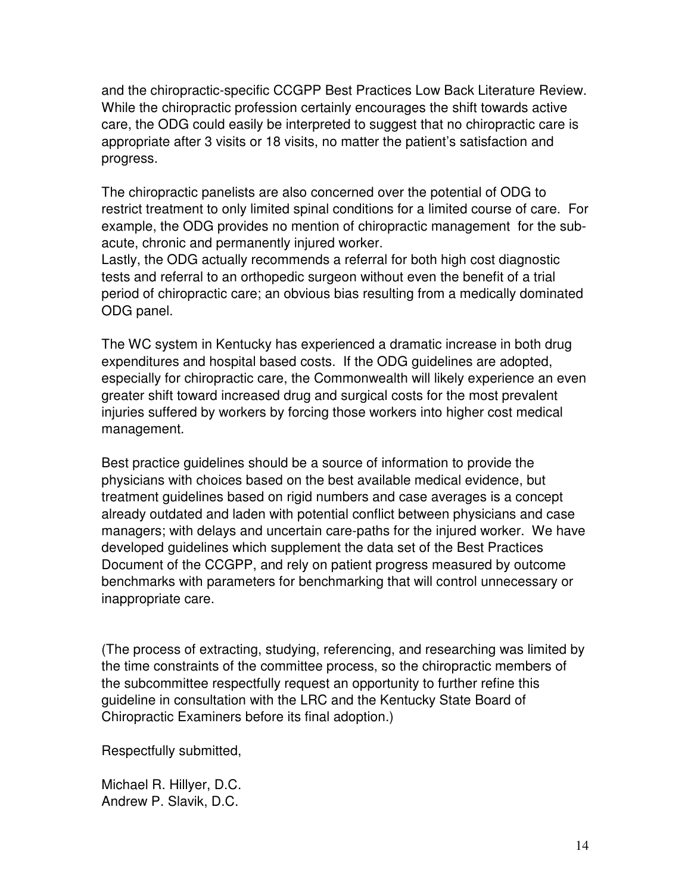and the chiropractic-specific CCGPP Best Practices Low Back Literature Review. While the chiropractic profession certainly encourages the shift towards active care, the ODG could easily be interpreted to suggest that no chiropractic care is appropriate after 3 visits or 18 visits, no matter the patient's satisfaction and progress.

The chiropractic panelists are also concerned over the potential of ODG to restrict treatment to only limited spinal conditions for a limited course of care. For example, the ODG provides no mention of chiropractic management for the sub-acute, chronic and permanently injured worker.
Lastly, the ODG actually recommends a referral for both high cost diagnostic tests and referral to an orthopedic surgeon without even the benefit of a trial period of chiropractic care; an obvious bias resulting from a medically dominated ODG panel.

The WC system in Kentucky has experienced a dramatic increase in both drug expenditures and hospital based costs. If the ODG guidelines are adopted, especially for chiropractic care, the Commonwealth will likely experience an even greater shift toward increased drug and surgical costs for the most prevalent injuries suffered by workers by forcing those workers into higher cost medical management.

Best practice guidelines should be a source of information to provide the physicians with choices based on the best available medical evidence, but treatment guidelines based on rigid numbers and case averages is a concept already outdated and laden with potential conflict between physicians and case managers; with delays and uncertain care-paths for the injured worker. We have developed guidelines which supplement the data set of the Best Practices Document of the CCGPP, and rely on patient progress measured by outcome benchmarks with parameters for benchmarking that will control unnecessary or inappropriate care.

(The process of extracting, studying, referencing, and researching was limited by the time constraints of the committee process, so the chiropractic members of the subcommittee respectfully request an opportunity to further refine this guideline in consultation with the LRC and the Kentucky State Board of Chiropractic Examiners before its final adoption.)

Respectfully submitted,

Michael R. Hillyer, D.C.
Andrew P. Slavik, D.C.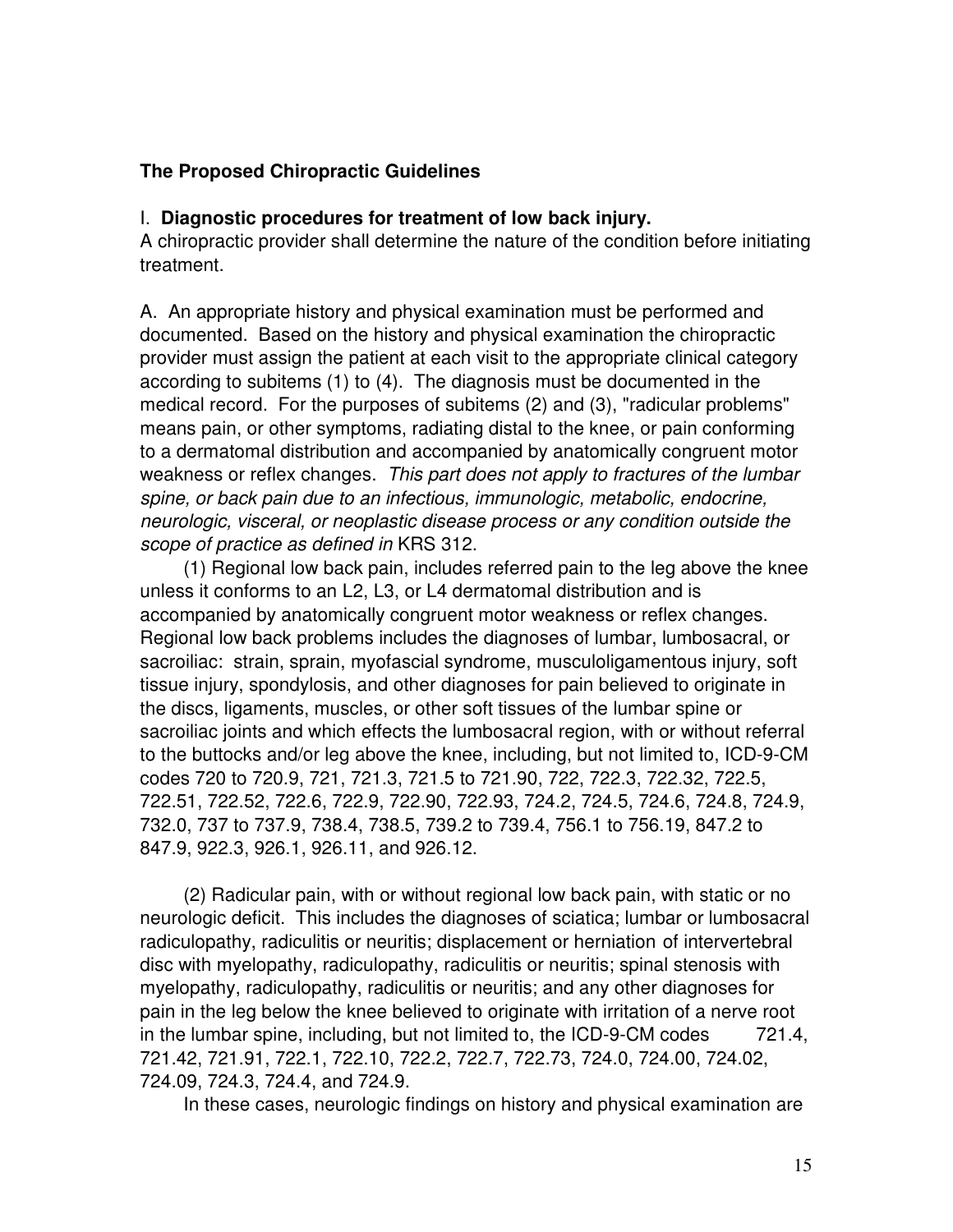**The Proposed Chiropractic Guidelines**

I. **Diagnostic procedures for treatment of low back injury.**
A chiropractic provider shall determine the nature of the condition before initiating treatment.

A. An appropriate history and physical examination must be performed and documented. Based on the history and physical examination the chiropractic provider must assign the patient at each visit to the appropriate clinical category according to subitems (1) to (4). The diagnosis must be documented in the medical record. For the purposes of subitems (2) and (3), "radicular problems" means pain, or other symptoms, radiating distal to the knee, or pain conforming to a dermatomal distribution and accompanied by anatomically congruent motor weakness or reflex changes. *This part does not apply to fractures of the lumbar spine, or back pain due to an infectious, immunologic, metabolic, endocrine, neurologic, visceral, or neoplastic disease process or any condition outside the scope of practice as defined in* KRS 312.

(1) Regional low back pain, includes referred pain to the leg above the knee unless it conforms to an L2, L3, or L4 dermatomal distribution and is accompanied by anatomically congruent motor weakness or reflex changes. Regional low back problems includes the diagnoses of lumbar, lumbosacral, or sacroiliac: strain, sprain, myofascial syndrome, musculoligamentous injury, soft tissue injury, spondylosis, and other diagnoses for pain believed to originate in the discs, ligaments, muscles, or other soft tissues of the lumbar spine or sacroiliac joints and which effects the lumbosacral region, with or without referral to the buttocks and/or leg above the knee, including, but not limited to, ICD-9-CM codes 720 to 720.9, 721, 721.3, 721.5 to 721.90, 722, 722.3, 722.32, 722.5, 722.51, 722.52, 722.6, 722.9, 722.90, 722.93, 724.2, 724.5, 724.6, 724.8, 724.9, 732.0, 737 to 737.9, 738.4, 738.5, 739.2 to 739.4, 756.1 to 756.19, 847.2 to 847.9, 922.3, 926.1, 926.11, and 926.12.

(2) Radicular pain, with or without regional low back pain, with static or no neurologic deficit. This includes the diagnoses of sciatica; lumbar or lumbosacral radiculopathy, radiculitis or neuritis; displacement or herniation of intervertebral disc with myelopathy, radiculopathy, radiculitis or neuritis; spinal stenosis with myelopathy, radiculopathy, radiculitis or neuritis; and any other diagnoses for pain in the leg below the knee believed to originate with irritation of a nerve root in the lumbar spine, including, but not limited to, the ICD-9-CM codes 721.4, 721.42, 721.91, 722.1, 722.10, 722.2, 722.7, 722.73, 724.0, 724.00, 724.02, 724.09, 724.3, 724.4, and 724.9.

In these cases, neurologic findings on history and physical examination are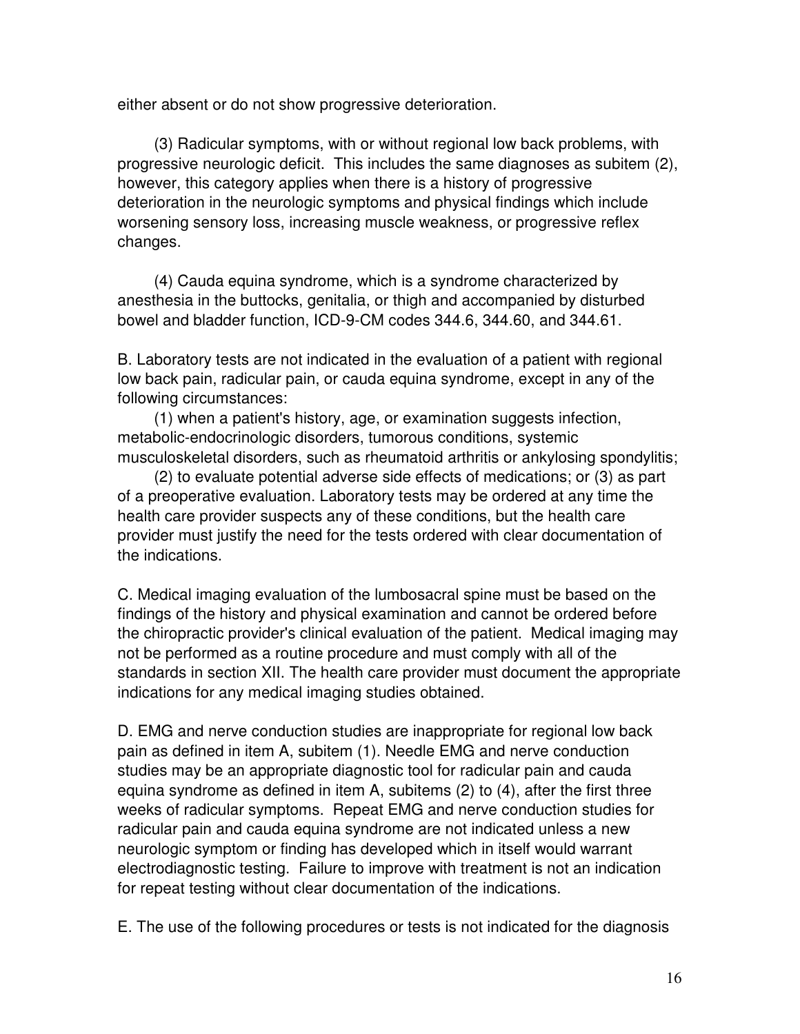either absent or do not show progressive deterioration.

(3) Radicular symptoms, with or without regional low back problems, with progressive neurologic deficit. This includes the same diagnoses as subitem (2), however, this category applies when there is a history of progressive deterioration in the neurologic symptoms and physical findings which include worsening sensory loss, increasing muscle weakness, or progressive reflex changes.

(4) Cauda equina syndrome, which is a syndrome characterized by anesthesia in the buttocks, genitalia, or thigh and accompanied by disturbed bowel and bladder function, ICD-9-CM codes 344.6, 344.60, and 344.61.

B. Laboratory tests are not indicated in the evaluation of a patient with regional low back pain, radicular pain, or cauda equina syndrome, except in any of the following circumstances:

(1) when a patient's history, age, or examination suggests infection, metabolic-endocrinologic disorders, tumorous conditions, systemic musculoskeletal disorders, such as rheumatoid arthritis or ankylosing spondylitis;

(2) to evaluate potential adverse side effects of medications; or (3) as part of a preoperative evaluation. Laboratory tests may be ordered at any time the health care provider suspects any of these conditions, but the health care provider must justify the need for the tests ordered with clear documentation of the indications.

C. Medical imaging evaluation of the lumbosacral spine must be based on the findings of the history and physical examination and cannot be ordered before the chiropractic provider's clinical evaluation of the patient. Medical imaging may not be performed as a routine procedure and must comply with all of the standards in section XII. The health care provider must document the appropriate indications for any medical imaging studies obtained.

D. EMG and nerve conduction studies are inappropriate for regional low back pain as defined in item A, subitem (1). Needle EMG and nerve conduction studies may be an appropriate diagnostic tool for radicular pain and cauda equina syndrome as defined in item A, subitems (2) to (4), after the first three weeks of radicular symptoms. Repeat EMG and nerve conduction studies for radicular pain and cauda equina syndrome are not indicated unless a new neurologic symptom or finding has developed which in itself would warrant electrodiagnostic testing. Failure to improve with treatment is not an indication for repeat testing without clear documentation of the indications.

E. The use of the following procedures or tests is not indicated for the diagnosis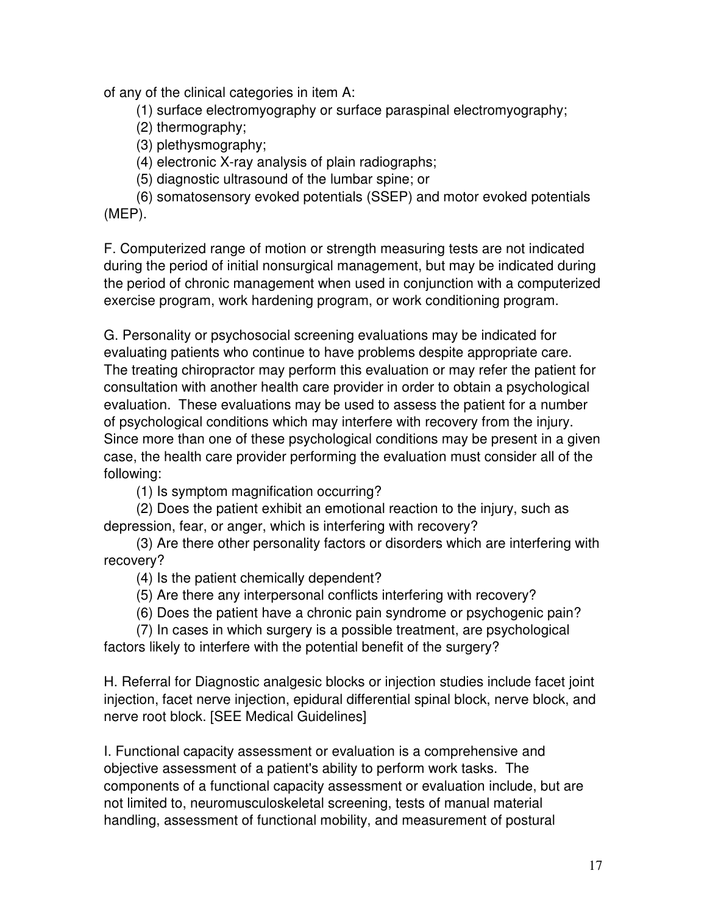of any of the clinical categories in item A:

(1) surface electromyography or surface paraspinal electromyography;

(2) thermography;

(3) plethysmography;

(4) electronic X-ray analysis of plain radiographs;

(5) diagnostic ultrasound of the lumbar spine; or

(6) somatosensory evoked potentials (SSEP) and motor evoked potentials (MEP).

F. Computerized range of motion or strength measuring tests are not indicated during the period of initial nonsurgical management, but may be indicated during the period of chronic management when used in conjunction with a computerized exercise program, work hardening program, or work conditioning program.

G. Personality or psychosocial screening evaluations may be indicated for evaluating patients who continue to have problems despite appropriate care. The treating chiropractor may perform this evaluation or may refer the patient for consultation with another health care provider in order to obtain a psychological evaluation. These evaluations may be used to assess the patient for a number of psychological conditions which may interfere with recovery from the injury. Since more than one of these psychological conditions may be present in a given case, the health care provider performing the evaluation must consider all of the following:

(1) Is symptom magnification occurring?

(2) Does the patient exhibit an emotional reaction to the injury, such as depression, fear, or anger, which is interfering with recovery?

(3) Are there other personality factors or disorders which are interfering with recovery?

(4) Is the patient chemically dependent?

(5) Are there any interpersonal conflicts interfering with recovery?

(6) Does the patient have a chronic pain syndrome or psychogenic pain?

(7) In cases in which surgery is a possible treatment, are psychological factors likely to interfere with the potential benefit of the surgery?

H. Referral for Diagnostic analgesic blocks or injection studies include facet joint injection, facet nerve injection, epidural differential spinal block, nerve block, and nerve root block. [SEE Medical Guidelines]

I. Functional capacity assessment or evaluation is a comprehensive and objective assessment of a patient's ability to perform work tasks. The components of a functional capacity assessment or evaluation include, but are not limited to, neuromusculoskeletal screening, tests of manual material handling, assessment of functional mobility, and measurement of postural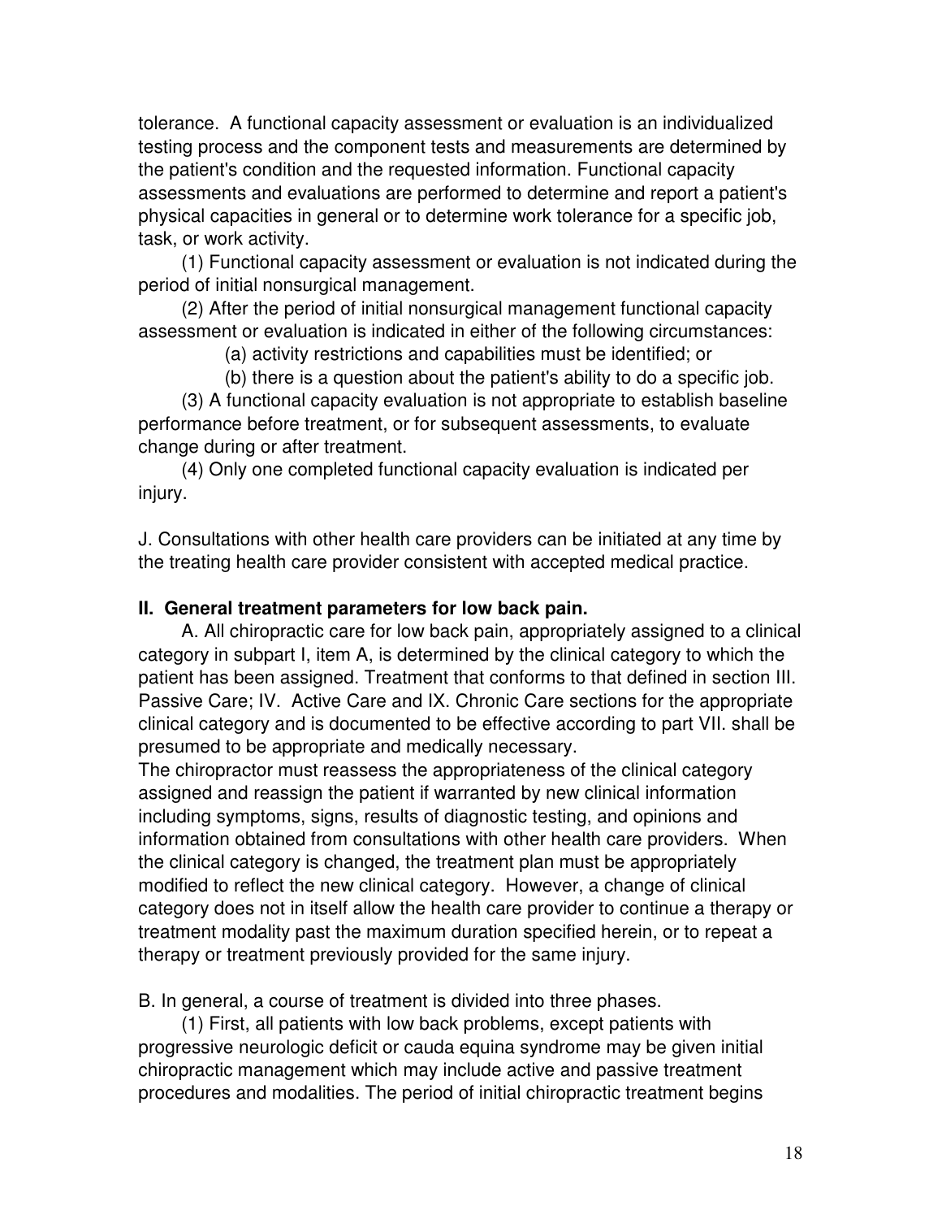tolerance. A functional capacity assessment or evaluation is an individualized testing process and the component tests and measurements are determined by the patient's condition and the requested information. Functional capacity assessments and evaluations are performed to determine and report a patient's physical capacities in general or to determine work tolerance for a specific job, task, or work activity.

(1) Functional capacity assessment or evaluation is not indicated during the period of initial nonsurgical management.

(2) After the period of initial nonsurgical management functional capacity assessment or evaluation is indicated in either of the following circumstances:

(a) activity restrictions and capabilities must be identified; or

(b) there is a question about the patient's ability to do a specific job.

(3) A functional capacity evaluation is not appropriate to establish baseline performance before treatment, or for subsequent assessments, to evaluate change during or after treatment.

(4) Only one completed functional capacity evaluation is indicated per injury.

J. Consultations with other health care providers can be initiated at any time by the treating health care provider consistent with accepted medical practice.

**II. General treatment parameters for low back pain.**

A. All chiropractic care for low back pain, appropriately assigned to a clinical category in subpart I, item A, is determined by the clinical category to which the patient has been assigned. Treatment that conforms to that defined in section III. Passive Care; IV. Active Care and IX. Chronic Care sections for the appropriate clinical category and is documented to be effective according to part VII. shall be presumed to be appropriate and medically necessary.

The chiropractor must reassess the appropriateness of the clinical category assigned and reassign the patient if warranted by new clinical information including symptoms, signs, results of diagnostic testing, and opinions and information obtained from consultations with other health care providers. When the clinical category is changed, the treatment plan must be appropriately modified to reflect the new clinical category. However, a change of clinical category does not in itself allow the health care provider to continue a therapy or treatment modality past the maximum duration specified herein, or to repeat a therapy or treatment previously provided for the same injury.

B. In general, a course of treatment is divided into three phases.

(1) First, all patients with low back problems, except patients with progressive neurologic deficit or cauda equina syndrome may be given initial chiropractic management which may include active and passive treatment procedures and modalities. The period of initial chiropractic treatment begins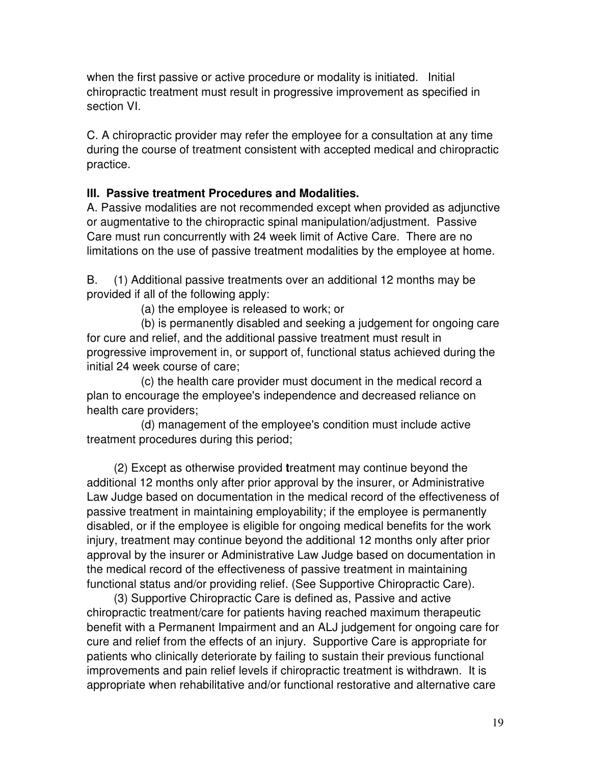when the first passive or active procedure or modality is initiated. Initial chiropractic treatment must result in progressive improvement as specified in section VI.

C. A chiropractic provider may refer the employee for a consultation at any time during the course of treatment consistent with accepted medical and chiropractic practice.

**III. Passive treatment Procedures and Modalities.**

A. Passive modalities are not recommended except when provided as adjunctive or augmentative to the chiropractic spinal manipulation/adjustment. Passive Care must run concurrently with 24 week limit of Active Care. There are no limitations on the use of passive treatment modalities by the employee at home.

B. (1) Additional passive treatments over an additional 12 months may be provided if all of the following apply:

(a) the employee is released to work; or

(b) is permanently disabled and seeking a judgement for ongoing care for cure and relief, and the additional passive treatment must result in progressive improvement in, or support of, functional status achieved during the initial 24 week course of care;

(c) the health care provider must document in the medical record a plan to encourage the employee's independence and decreased reliance on health care providers;

(d) management of the employee's condition must include active treatment procedures during this period;

(2) Except as otherwise provided treatment may continue beyond the additional 12 months only after prior approval by the insurer, or Administrative Law Judge based on documentation in the medical record of the effectiveness of passive treatment in maintaining employability; if the employee is permanently disabled, or if the employee is eligible for ongoing medical benefits for the work injury, treatment may continue beyond the additional 12 months only after prior approval by the insurer or Administrative Law Judge based on documentation in the medical record of the effectiveness of passive treatment in maintaining functional status and/or providing relief. (See Supportive Chiropractic Care).

(3) Supportive Chiropractic Care is defined as, Passive and active chiropractic treatment/care for patients having reached maximum therapeutic benefit with a Permanent Impairment and an ALJ judgement for ongoing care for cure and relief from the effects of an injury. Supportive Care is appropriate for patients who clinically deteriorate by failing to sustain their previous functional improvements and pain relief levels if chiropractic treatment is withdrawn. It is appropriate when rehabilitative and/or functional restorative and alternative care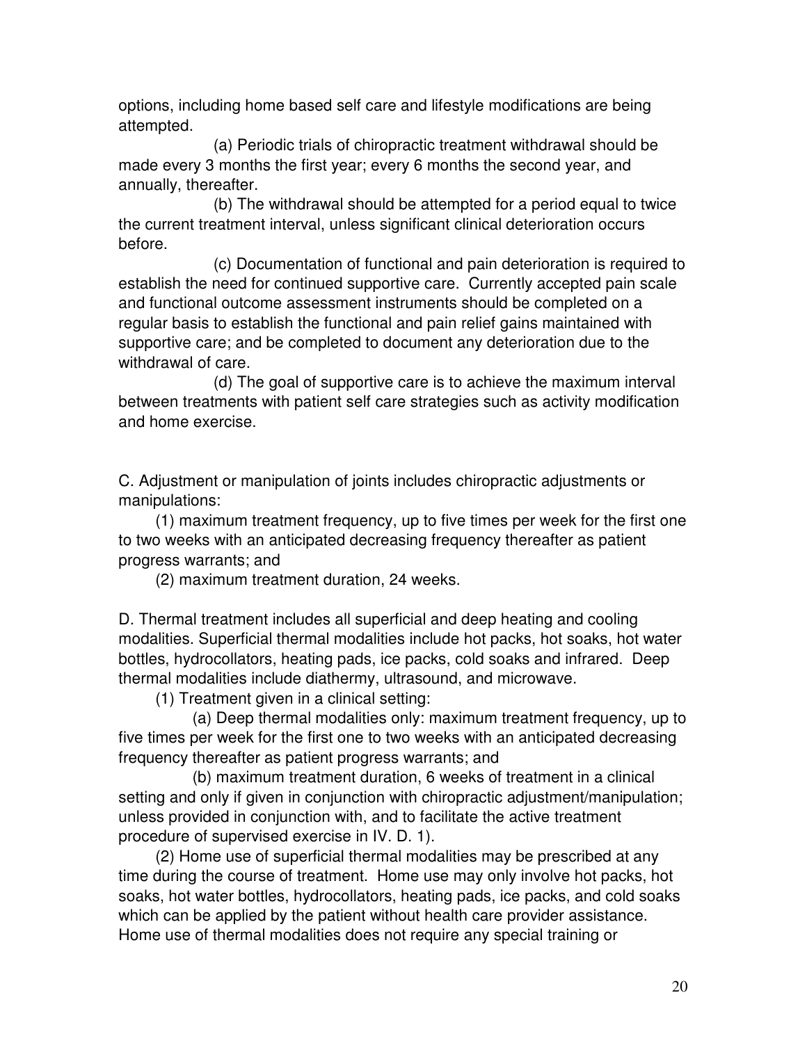options, including home based self care and lifestyle modifications are being attempted.

(a) Periodic trials of chiropractic treatment withdrawal should be made every 3 months the first year; every 6 months the second year, and annually, thereafter.

(b) The withdrawal should be attempted for a period equal to twice the current treatment interval, unless significant clinical deterioration occurs before.

(c) Documentation of functional and pain deterioration is required to establish the need for continued supportive care. Currently accepted pain scale and functional outcome assessment instruments should be completed on a regular basis to establish the functional and pain relief gains maintained with supportive care; and be completed to document any deterioration due to the withdrawal of care.

(d) The goal of supportive care is to achieve the maximum interval between treatments with patient self care strategies such as activity modification and home exercise.

C. Adjustment or manipulation of joints includes chiropractic adjustments or manipulations:

(1) maximum treatment frequency, up to five times per week for the first one to two weeks with an anticipated decreasing frequency thereafter as patient progress warrants; and

(2) maximum treatment duration, 24 weeks.

D. Thermal treatment includes all superficial and deep heating and cooling modalities. Superficial thermal modalities include hot packs, hot soaks, hot water bottles, hydrocollators, heating pads, ice packs, cold soaks and infrared. Deep thermal modalities include diathermy, ultrasound, and microwave.

(1) Treatment given in a clinical setting:

(a) Deep thermal modalities only: maximum treatment frequency, up to five times per week for the first one to two weeks with an anticipated decreasing frequency thereafter as patient progress warrants; and

(b) maximum treatment duration, 6 weeks of treatment in a clinical setting and only if given in conjunction with chiropractic adjustment/manipulation; unless provided in conjunction with, and to facilitate the active treatment procedure of supervised exercise in IV. D. 1).

(2) Home use of superficial thermal modalities may be prescribed at any time during the course of treatment. Home use may only involve hot packs, hot soaks, hot water bottles, hydrocollators, heating pads, ice packs, and cold soaks which can be applied by the patient without health care provider assistance. Home use of thermal modalities does not require any special training or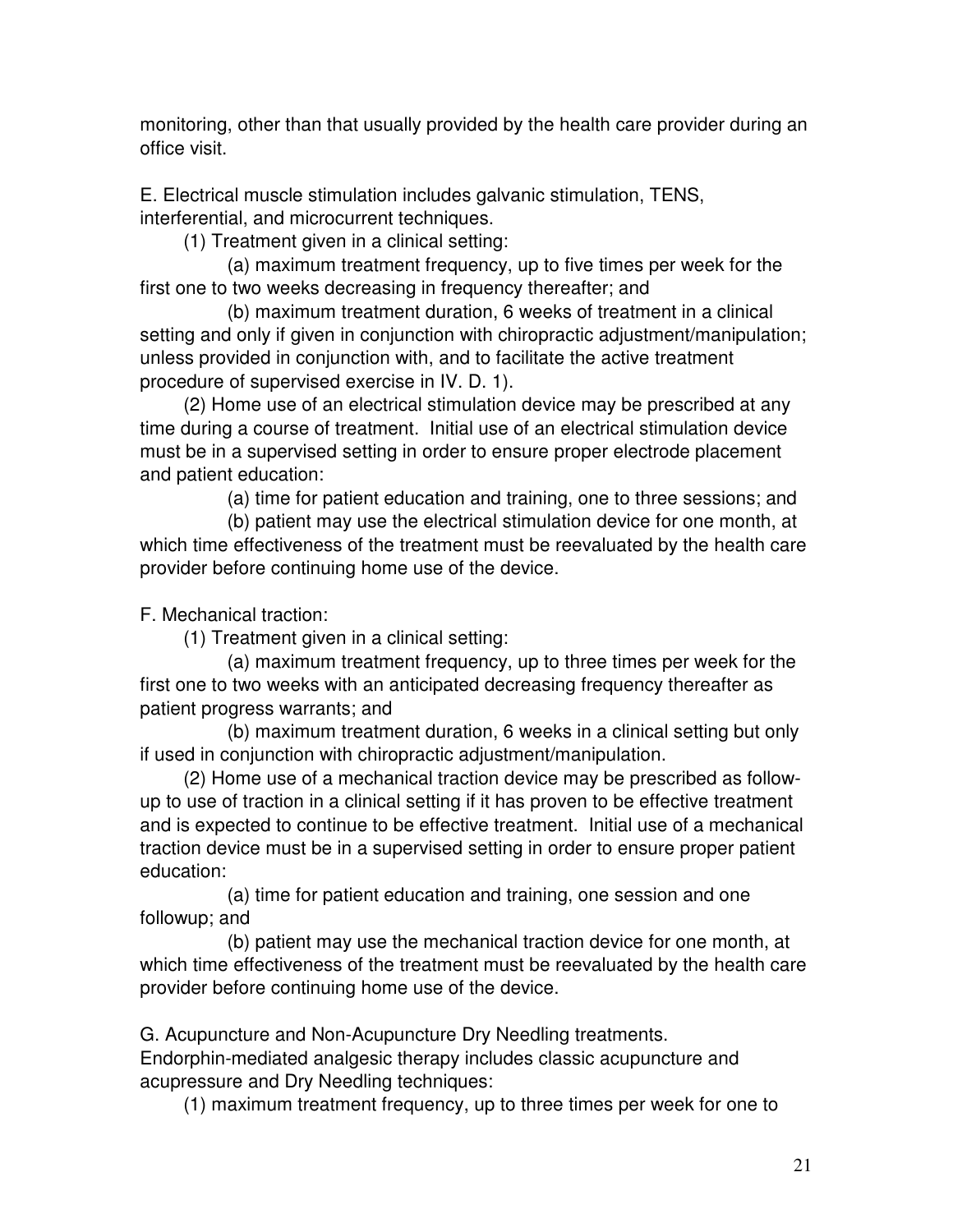monitoring, other than that usually provided by the health care provider during an office visit.

E. Electrical muscle stimulation includes galvanic stimulation, TENS, interferential, and microcurrent techniques.

(1) Treatment given in a clinical setting:

(a) maximum treatment frequency, up to five times per week for the first one to two weeks decreasing in frequency thereafter; and

(b) maximum treatment duration, 6 weeks of treatment in a clinical setting and only if given in conjunction with chiropractic adjustment/manipulation; unless provided in conjunction with, and to facilitate the active treatment procedure of supervised exercise in IV. D. 1).

(2) Home use of an electrical stimulation device may be prescribed at any time during a course of treatment. Initial use of an electrical stimulation device must be in a supervised setting in order to ensure proper electrode placement and patient education:

(a) time for patient education and training, one to three sessions; and

(b) patient may use the electrical stimulation device for one month, at which time effectiveness of the treatment must be reevaluated by the health care provider before continuing home use of the device.

F. Mechanical traction:

(1) Treatment given in a clinical setting:

(a) maximum treatment frequency, up to three times per week for the first one to two weeks with an anticipated decreasing frequency thereafter as patient progress warrants; and

(b) maximum treatment duration, 6 weeks in a clinical setting but only if used in conjunction with chiropractic adjustment/manipulation.

(2) Home use of a mechanical traction device may be prescribed as follow-up to use of traction in a clinical setting if it has proven to be effective treatment and is expected to continue to be effective treatment. Initial use of a mechanical traction device must be in a supervised setting in order to ensure proper patient education:

(a) time for patient education and training, one session and one followup; and

(b) patient may use the mechanical traction device for one month, at which time effectiveness of the treatment must be reevaluated by the health care provider before continuing home use of the device.

G. Acupuncture and Non-Acupuncture Dry Needling treatments. Endorphin-mediated analgesic therapy includes classic acupuncture and acupressure and Dry Needling techniques:

(1) maximum treatment frequency, up to three times per week for one to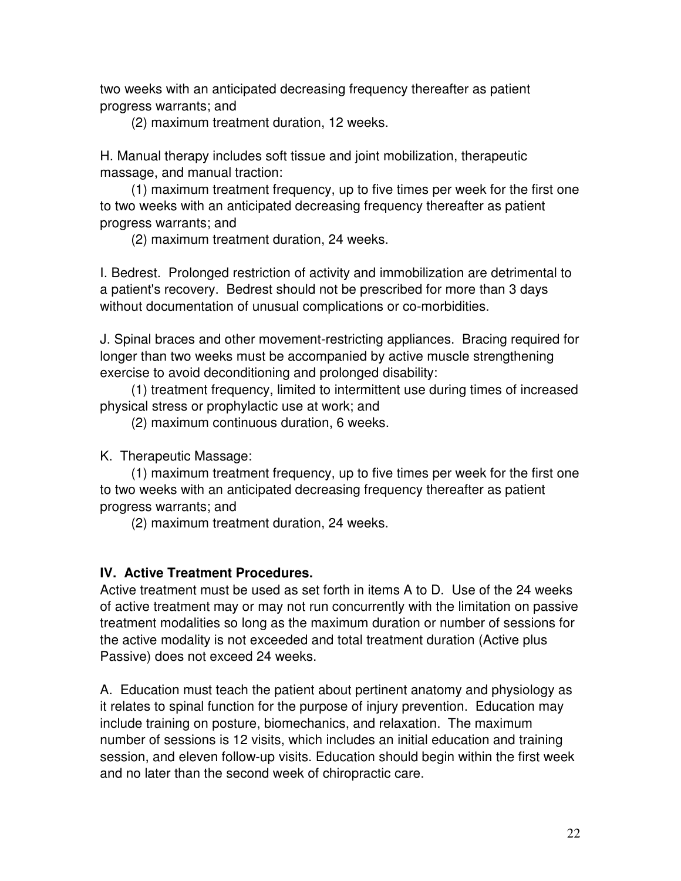two weeks with an anticipated decreasing frequency thereafter as patient progress warrants; and

(2) maximum treatment duration, 12 weeks.

H. Manual therapy includes soft tissue and joint mobilization, therapeutic massage, and manual traction:

(1) maximum treatment frequency, up to five times per week for the first one to two weeks with an anticipated decreasing frequency thereafter as patient progress warrants; and

(2) maximum treatment duration, 24 weeks.

I. Bedrest. Prolonged restriction of activity and immobilization are detrimental to a patient's recovery. Bedrest should not be prescribed for more than 3 days without documentation of unusual complications or co-morbidities.

J. Spinal braces and other movement-restricting appliances. Bracing required for longer than two weeks must be accompanied by active muscle strengthening exercise to avoid deconditioning and prolonged disability:

(1) treatment frequency, limited to intermittent use during times of increased physical stress or prophylactic use at work; and

(2) maximum continuous duration, 6 weeks.

K. Therapeutic Massage:

(1) maximum treatment frequency, up to five times per week for the first one to two weeks with an anticipated decreasing frequency thereafter as patient progress warrants; and

(2) maximum treatment duration, 24 weeks.

### IV. Active Treatment Procedures.

Active treatment must be used as set forth in items A to D. Use of the 24 weeks of active treatment may or may not run concurrently with the limitation on passive treatment modalities so long as the maximum duration or number of sessions for the active modality is not exceeded and total treatment duration (Active plus Passive) does not exceed 24 weeks.

A. Education must teach the patient about pertinent anatomy and physiology as it relates to spinal function for the purpose of injury prevention. Education may include training on posture, biomechanics, and relaxation. The maximum number of sessions is 12 visits, which includes an initial education and training session, and eleven follow-up visits. Education should begin within the first week and no later than the second week of chiropractic care.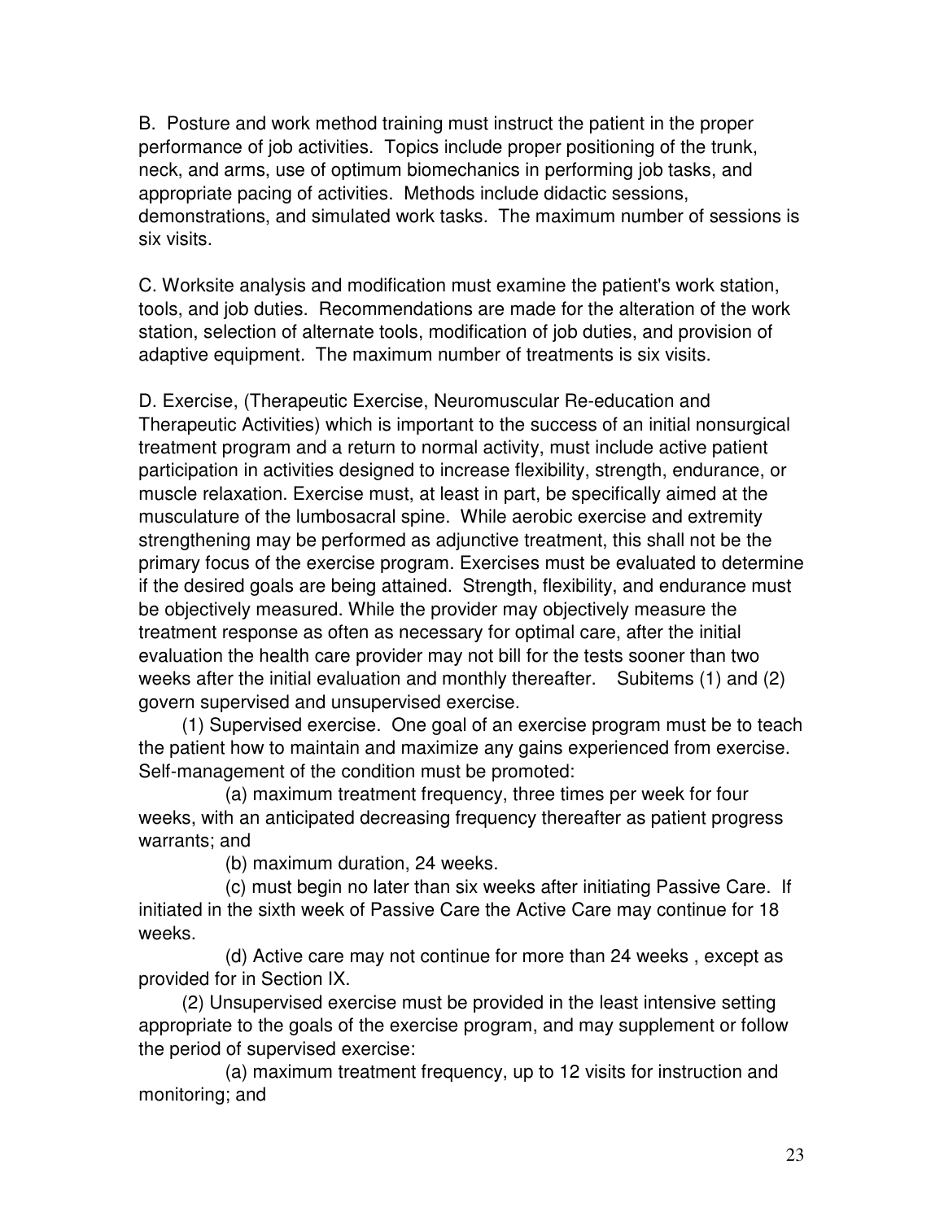B. Posture and work method training must instruct the patient in the proper performance of job activities. Topics include proper positioning of the trunk, neck, and arms, use of optimum biomechanics in performing job tasks, and appropriate pacing of activities. Methods include didactic sessions, demonstrations, and simulated work tasks. The maximum number of sessions is six visits.

C. Worksite analysis and modification must examine the patient's work station, tools, and job duties. Recommendations are made for the alteration of the work station, selection of alternate tools, modification of job duties, and provision of adaptive equipment. The maximum number of treatments is six visits.

D. Exercise, (Therapeutic Exercise, Neuromuscular Re-education and Therapeutic Activities) which is important to the success of an initial nonsurgical treatment program and a return to normal activity, must include active patient participation in activities designed to increase flexibility, strength, endurance, or muscle relaxation. Exercise must, at least in part, be specifically aimed at the musculature of the lumbosacral spine. While aerobic exercise and extremity strengthening may be performed as adjunctive treatment, this shall not be the primary focus of the exercise program. Exercises must be evaluated to determine if the desired goals are being attained. Strength, flexibility, and endurance must be objectively measured. While the provider may objectively measure the treatment response as often as necessary for optimal care, after the initial evaluation the health care provider may not bill for the tests sooner than two weeks after the initial evaluation and monthly thereafter. Subitems (1) and (2) govern supervised and unsupervised exercise.

(1) Supervised exercise. One goal of an exercise program must be to teach the patient how to maintain and maximize any gains experienced from exercise. Self-management of the condition must be promoted:

(a) maximum treatment frequency, three times per week for four weeks, with an anticipated decreasing frequency thereafter as patient progress warrants; and

(b) maximum duration, 24 weeks.

(c) must begin no later than six weeks after initiating Passive Care. If initiated in the sixth week of Passive Care the Active Care may continue for 18 weeks.

(d) Active care may not continue for more than 24 weeks , except as provided for in Section IX.

(2) Unsupervised exercise must be provided in the least intensive setting appropriate to the goals of the exercise program, and may supplement or follow the period of supervised exercise:

(a) maximum treatment frequency, up to 12 visits for instruction and monitoring; and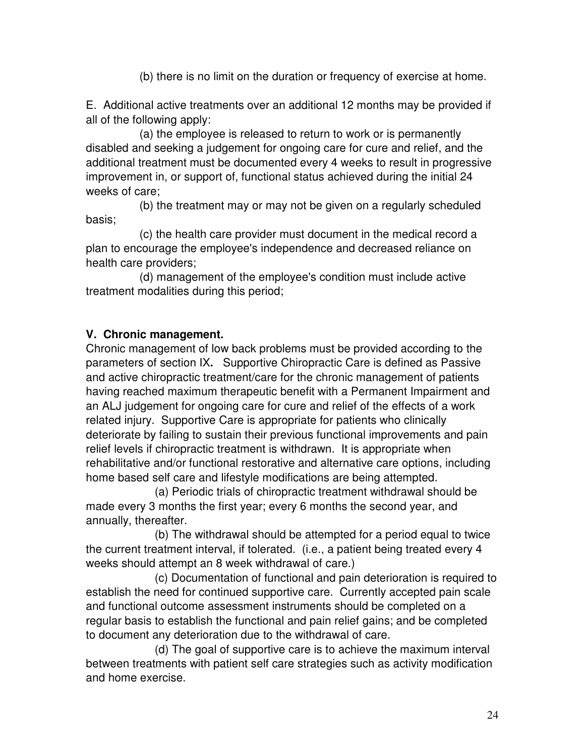(b) there is no limit on the duration or frequency of exercise at home.

E. Additional active treatments over an additional 12 months may be provided if all of the following apply:

(a) the employee is released to return to work or is permanently disabled and seeking a judgement for ongoing care for cure and relief, and the additional treatment must be documented every 4 weeks to result in progressive improvement in, or support of, functional status achieved during the initial 24 weeks of care;

(b) the treatment may or may not be given on a regularly scheduled basis;

(c) the health care provider must document in the medical record a plan to encourage the employee's independence and decreased reliance on health care providers;

(d) management of the employee's condition must include active treatment modalities during this period;

**V. Chronic management.**

Chronic management of low back problems must be provided according to the parameters of section IX**.** Supportive Chiropractic Care is defined as Passive and active chiropractic treatment/care for the chronic management of patients having reached maximum therapeutic benefit with a Permanent Impairment and an ALJ judgement for ongoing care for cure and relief of the effects of a work related injury. Supportive Care is appropriate for patients who clinically deteriorate by failing to sustain their previous functional improvements and pain relief levels if chiropractic treatment is withdrawn. It is appropriate when rehabilitative and/or functional restorative and alternative care options, including home based self care and lifestyle modifications are being attempted.

(a) Periodic trials of chiropractic treatment withdrawal should be made every 3 months the first year; every 6 months the second year, and annually, thereafter.

(b) The withdrawal should be attempted for a period equal to twice the current treatment interval, if tolerated. (i.e., a patient being treated every 4 weeks should attempt an 8 week withdrawal of care.)

(c) Documentation of functional and pain deterioration is required to establish the need for continued supportive care. Currently accepted pain scale and functional outcome assessment instruments should be completed on a regular basis to establish the functional and pain relief gains; and be completed to document any deterioration due to the withdrawal of care.

(d) The goal of supportive care is to achieve the maximum interval between treatments with patient self care strategies such as activity modification and home exercise.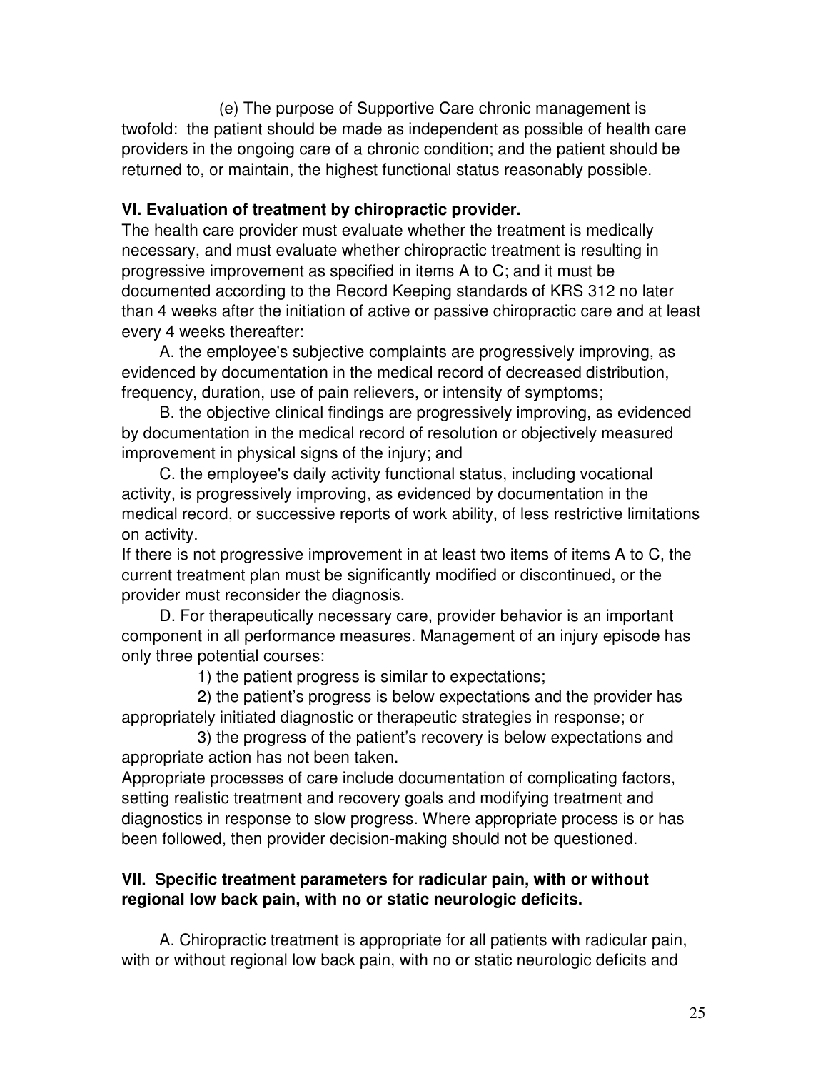(e) The purpose of Supportive Care chronic management is twofold: the patient should be made as independent as possible of health care providers in the ongoing care of a chronic condition; and the patient should be returned to, or maintain, the highest functional status reasonably possible.

**VI. Evaluation of treatment by chiropractic provider.**

The health care provider must evaluate whether the treatment is medically necessary, and must evaluate whether chiropractic treatment is resulting in progressive improvement as specified in items A to C; and it must be documented according to the Record Keeping standards of KRS 312 no later than 4 weeks after the initiation of active or passive chiropractic care and at least every 4 weeks thereafter:

A. the employee's subjective complaints are progressively improving, as evidenced by documentation in the medical record of decreased distribution, frequency, duration, use of pain relievers, or intensity of symptoms;

B. the objective clinical findings are progressively improving, as evidenced by documentation in the medical record of resolution or objectively measured improvement in physical signs of the injury; and

C. the employee's daily activity functional status, including vocational activity, is progressively improving, as evidenced by documentation in the medical record, or successive reports of work ability, of less restrictive limitations on activity.

If there is not progressive improvement in at least two items of items A to C, the current treatment plan must be significantly modified or discontinued, or the provider must reconsider the diagnosis.

D. For therapeutically necessary care, provider behavior is an important component in all performance measures. Management of an injury episode has only three potential courses:

1) the patient progress is similar to expectations;

2) the patient's progress is below expectations and the provider has appropriately initiated diagnostic or therapeutic strategies in response; or

3) the progress of the patient's recovery is below expectations and appropriate action has not been taken.

Appropriate processes of care include documentation of complicating factors, setting realistic treatment and recovery goals and modifying treatment and diagnostics in response to slow progress. Where appropriate process is or has been followed, then provider decision-making should not be questioned.

**VII. Specific treatment parameters for radicular pain, with or without regional low back pain, with no or static neurologic deficits.**

A. Chiropractic treatment is appropriate for all patients with radicular pain, with or without regional low back pain, with no or static neurologic deficits and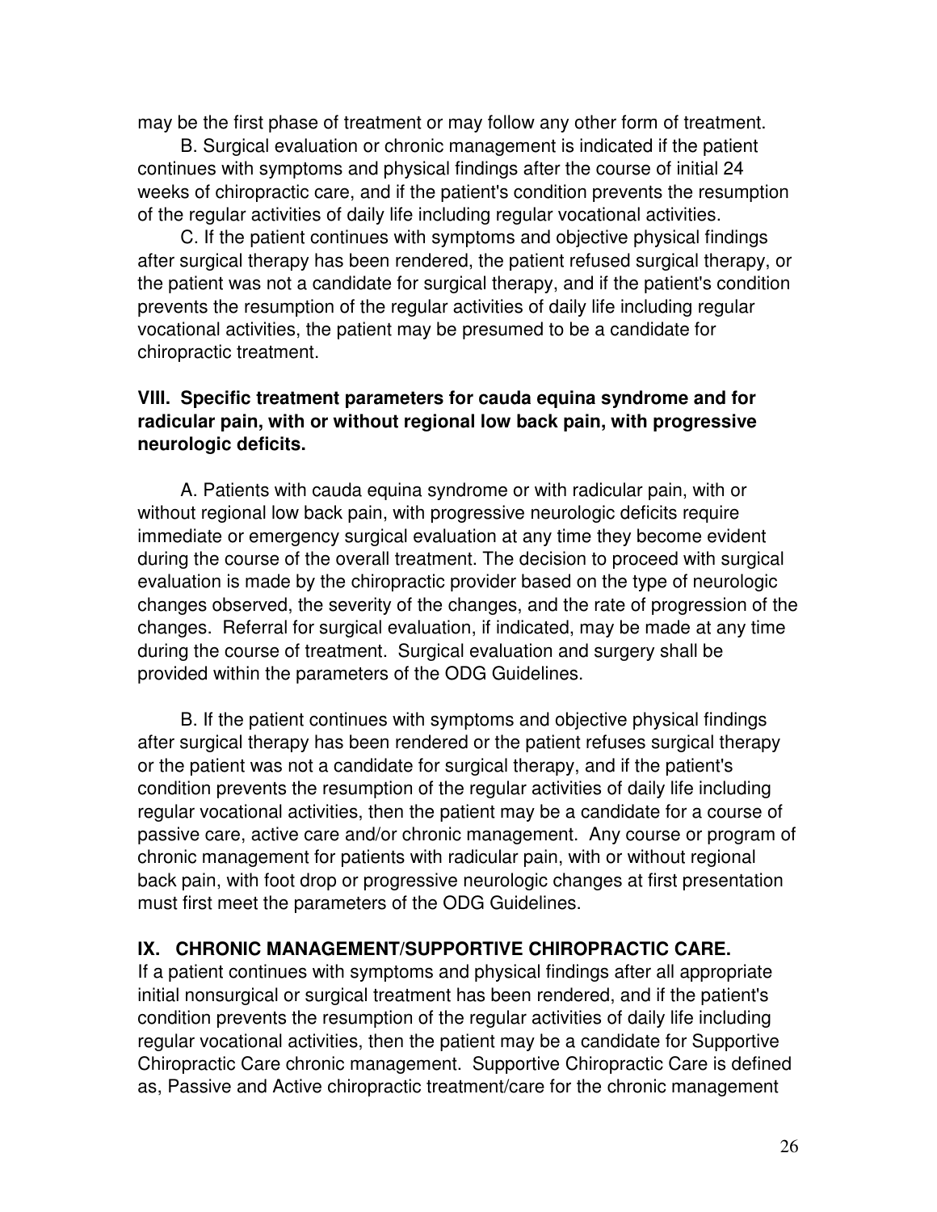may be the first phase of treatment or may follow any other form of treatment.

B. Surgical evaluation or chronic management is indicated if the patient continues with symptoms and physical findings after the course of initial 24 weeks of chiropractic care, and if the patient's condition prevents the resumption of the regular activities of daily life including regular vocational activities.

C. If the patient continues with symptoms and objective physical findings after surgical therapy has been rendered, the patient refused surgical therapy, or the patient was not a candidate for surgical therapy, and if the patient's condition prevents the resumption of the regular activities of daily life including regular vocational activities, the patient may be presumed to be a candidate for chiropractic treatment.

### VIII. Specific treatment parameters for cauda equina syndrome and for radicular pain, with or without regional low back pain, with progressive neurologic deficits.

A. Patients with cauda equina syndrome or with radicular pain, with or without regional low back pain, with progressive neurologic deficits require immediate or emergency surgical evaluation at any time they become evident during the course of the overall treatment. The decision to proceed with surgical evaluation is made by the chiropractic provider based on the type of neurologic changes observed, the severity of the changes, and the rate of progression of the changes. Referral for surgical evaluation, if indicated, may be made at any time during the course of treatment. Surgical evaluation and surgery shall be provided within the parameters of the ODG Guidelines.

B. If the patient continues with symptoms and objective physical findings after surgical therapy has been rendered or the patient refuses surgical therapy or the patient was not a candidate for surgical therapy, and if the patient's condition prevents the resumption of the regular activities of daily life including regular vocational activities, then the patient may be a candidate for a course of passive care, active care and/or chronic management. Any course or program of chronic management for patients with radicular pain, with or without regional back pain, with foot drop or progressive neurologic changes at first presentation must first meet the parameters of the ODG Guidelines.

### IX. CHRONIC MANAGEMENT/SUPPORTIVE CHIROPRACTIC CARE.

If a patient continues with symptoms and physical findings after all appropriate initial nonsurgical or surgical treatment has been rendered, and if the patient's condition prevents the resumption of the regular activities of daily life including regular vocational activities, then the patient may be a candidate for Supportive Chiropractic Care chronic management. Supportive Chiropractic Care is defined as, Passive and Active chiropractic treatment/care for the chronic management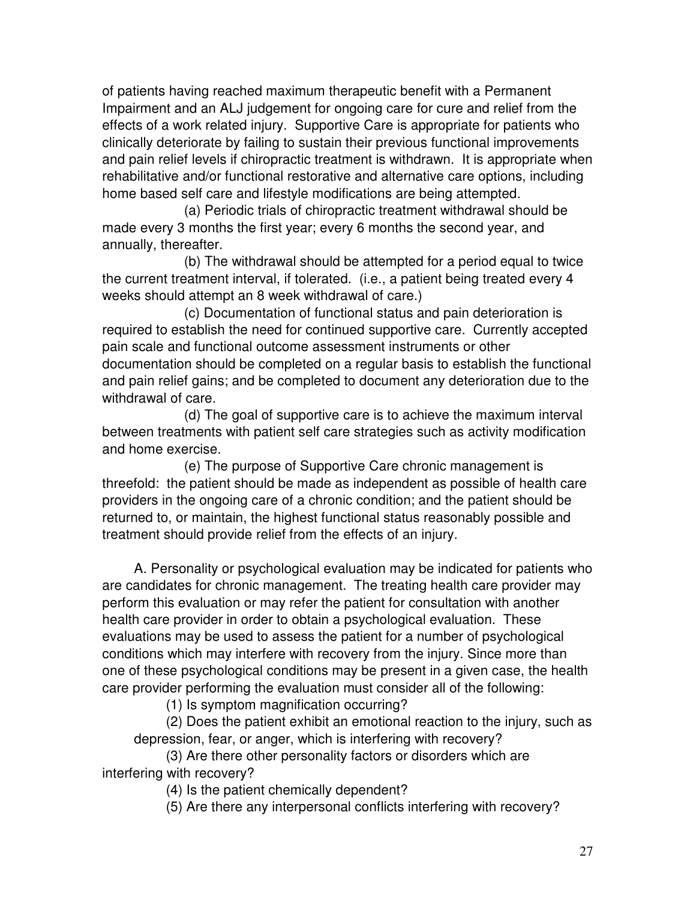of patients having reached maximum therapeutic benefit with a Permanent Impairment and an ALJ judgement for ongoing care for cure and relief from the effects of a work related injury. Supportive Care is appropriate for patients who clinically deteriorate by failing to sustain their previous functional improvements and pain relief levels if chiropractic treatment is withdrawn. It is appropriate when rehabilitative and/or functional restorative and alternative care options, including home based self care and lifestyle modifications are being attempted.

(a) Periodic trials of chiropractic treatment withdrawal should be made every 3 months the first year; every 6 months the second year, and annually, thereafter.

(b) The withdrawal should be attempted for a period equal to twice the current treatment interval, if tolerated. (i.e., a patient being treated every 4 weeks should attempt an 8 week withdrawal of care.)

(c) Documentation of functional status and pain deterioration is required to establish the need for continued supportive care. Currently accepted pain scale and functional outcome assessment instruments or other documentation should be completed on a regular basis to establish the functional and pain relief gains; and be completed to document any deterioration due to the withdrawal of care.

(d) The goal of supportive care is to achieve the maximum interval between treatments with patient self care strategies such as activity modification and home exercise.

(e) The purpose of Supportive Care chronic management is threefold: the patient should be made as independent as possible of health care providers in the ongoing care of a chronic condition; and the patient should be returned to, or maintain, the highest functional status reasonably possible and treatment should provide relief from the effects of an injury.

A. Personality or psychological evaluation may be indicated for patients who are candidates for chronic management. The treating health care provider may perform this evaluation or may refer the patient for consultation with another health care provider in order to obtain a psychological evaluation. These evaluations may be used to assess the patient for a number of psychological conditions which may interfere with recovery from the injury. Since more than one of these psychological conditions may be present in a given case, the health care provider performing the evaluation must consider all of the following:

(1) Is symptom magnification occurring?

(2) Does the patient exhibit an emotional reaction to the injury, such as depression, fear, or anger, which is interfering with recovery?

(3) Are there other personality factors or disorders which are interfering with recovery?

(4) Is the patient chemically dependent?

(5) Are there any interpersonal conflicts interfering with recovery?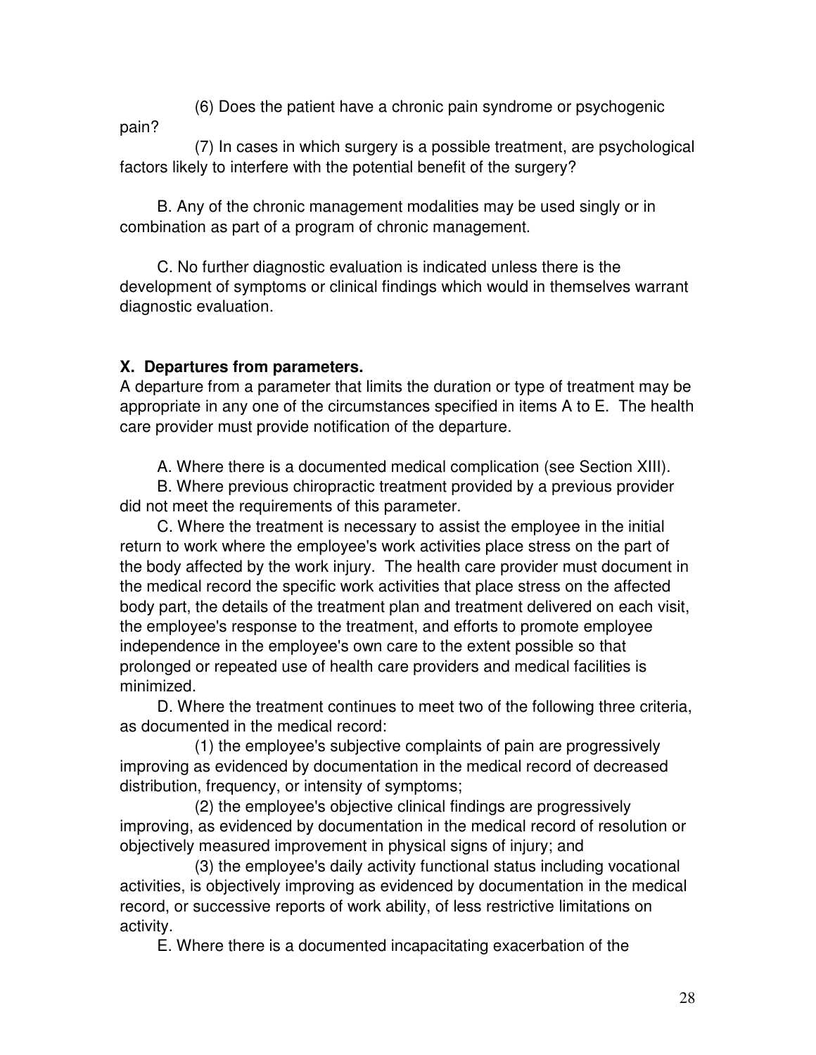(6) Does the patient have a chronic pain syndrome or psychogenic pain?

(7) In cases in which surgery is a possible treatment, are psychological factors likely to interfere with the potential benefit of the surgery?

B. Any of the chronic management modalities may be used singly or in combination as part of a program of chronic management.

C. No further diagnostic evaluation is indicated unless there is the development of symptoms or clinical findings which would in themselves warrant diagnostic evaluation.

**X. Departures from parameters.**

A departure from a parameter that limits the duration or type of treatment may be appropriate in any one of the circumstances specified in items A to E. The health care provider must provide notification of the departure.

A. Where there is a documented medical complication (see Section XIII).

B. Where previous chiropractic treatment provided by a previous provider did not meet the requirements of this parameter.

C. Where the treatment is necessary to assist the employee in the initial return to work where the employee's work activities place stress on the part of the body affected by the work injury. The health care provider must document in the medical record the specific work activities that place stress on the affected body part, the details of the treatment plan and treatment delivered on each visit, the employee's response to the treatment, and efforts to promote employee independence in the employee's own care to the extent possible so that prolonged or repeated use of health care providers and medical facilities is minimized.

D. Where the treatment continues to meet two of the following three criteria, as documented in the medical record:

(1) the employee's subjective complaints of pain are progressively improving as evidenced by documentation in the medical record of decreased distribution, frequency, or intensity of symptoms;

(2) the employee's objective clinical findings are progressively improving, as evidenced by documentation in the medical record of resolution or objectively measured improvement in physical signs of injury; and

(3) the employee's daily activity functional status including vocational activities, is objectively improving as evidenced by documentation in the medical record, or successive reports of work ability, of less restrictive limitations on activity.

E. Where there is a documented incapacitating exacerbation of the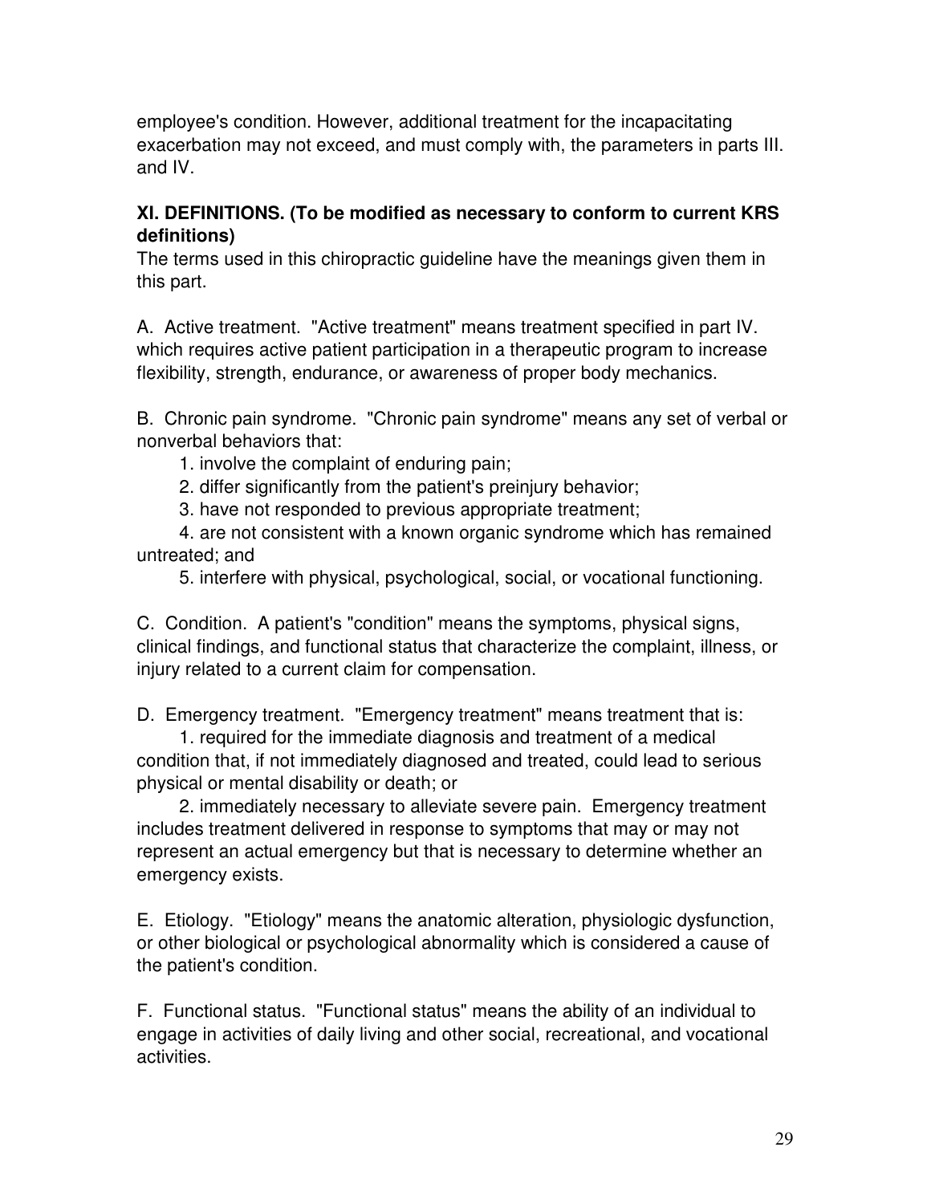employee's condition. However, additional treatment for the incapacitating exacerbation may not exceed, and must comply with, the parameters in parts III. and IV.

**XI. DEFINITIONS. (To be modified as necessary to conform to current KRS definitions)**

The terms used in this chiropractic guideline have the meanings given them in this part.

A. Active treatment. "Active treatment" means treatment specified in part IV. which requires active patient participation in a therapeutic program to increase flexibility, strength, endurance, or awareness of proper body mechanics.

B. Chronic pain syndrome. "Chronic pain syndrome" means any set of verbal or nonverbal behaviors that:

1. involve the complaint of enduring pain;
2. differ significantly from the patient's preinjury behavior;
3. have not responded to previous appropriate treatment;
4. are not consistent with a known organic syndrome which has remained untreated; and
5. interfere with physical, psychological, social, or vocational functioning.

C. Condition. A patient's "condition" means the symptoms, physical signs, clinical findings, and functional status that characterize the complaint, illness, or injury related to a current claim for compensation.

D. Emergency treatment. "Emergency treatment" means treatment that is:

1. required for the immediate diagnosis and treatment of a medical condition that, if not immediately diagnosed and treated, could lead to serious physical or mental disability or death; or
2. immediately necessary to alleviate severe pain. Emergency treatment includes treatment delivered in response to symptoms that may or may not represent an actual emergency but that is necessary to determine whether an emergency exists.

E. Etiology. "Etiology" means the anatomic alteration, physiologic dysfunction, or other biological or psychological abnormality which is considered a cause of the patient's condition.

F. Functional status. "Functional status" means the ability of an individual to engage in activities of daily living and other social, recreational, and vocational activities.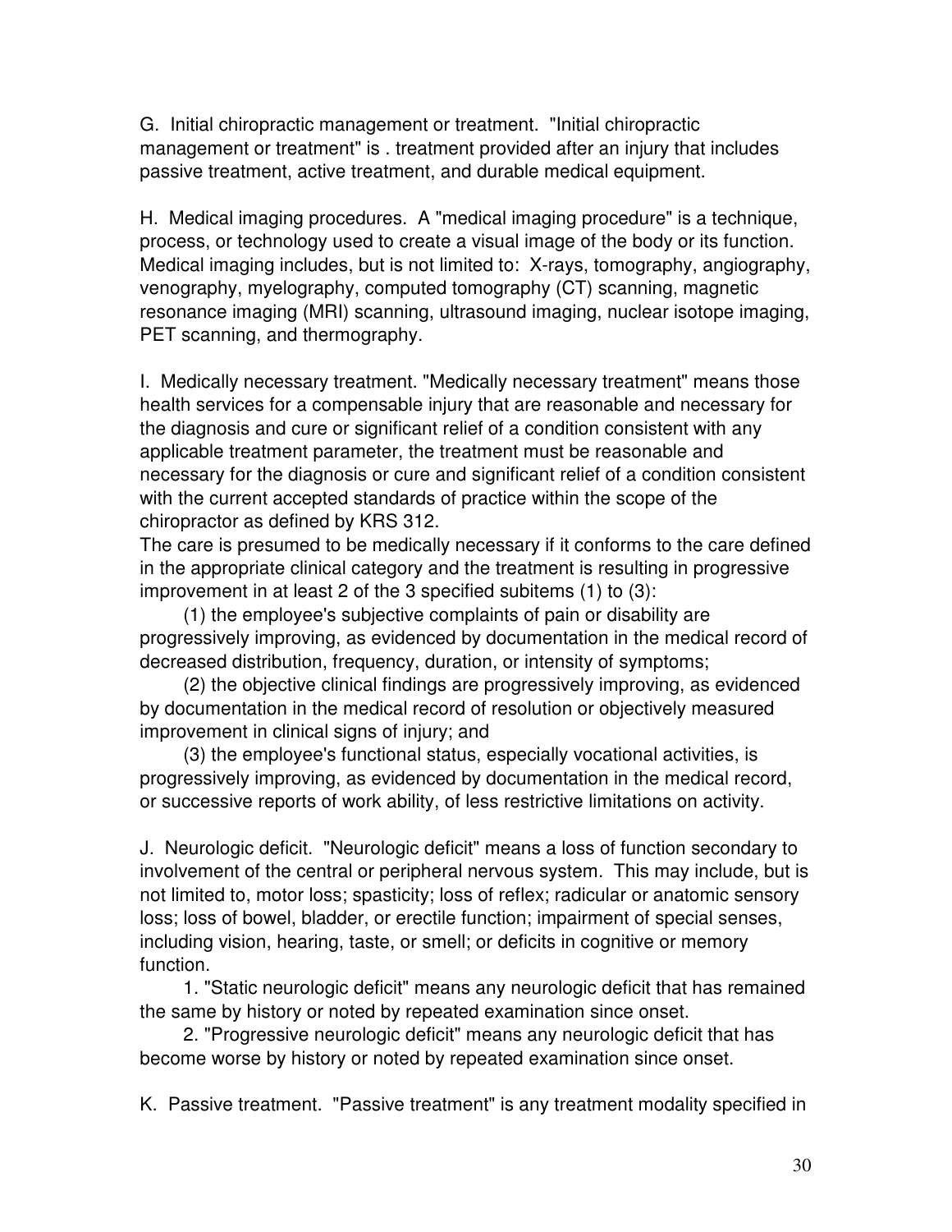G. Initial chiropractic management or treatment. "Initial chiropractic management or treatment" is . treatment provided after an injury that includes passive treatment, active treatment, and durable medical equipment.

H. Medical imaging procedures. A "medical imaging procedure" is a technique, process, or technology used to create a visual image of the body or its function. Medical imaging includes, but is not limited to: X-rays, tomography, angiography, venography, myelography, computed tomography (CT) scanning, magnetic resonance imaging (MRI) scanning, ultrasound imaging, nuclear isotope imaging, PET scanning, and thermography.

I. Medically necessary treatment. "Medically necessary treatment" means those health services for a compensable injury that are reasonable and necessary for the diagnosis and cure or significant relief of a condition consistent with any applicable treatment parameter, the treatment must be reasonable and necessary for the diagnosis or cure and significant relief of a condition consistent with the current accepted standards of practice within the scope of the chiropractor as defined by KRS 312.

The care is presumed to be medically necessary if it conforms to the care defined in the appropriate clinical category and the treatment is resulting in progressive improvement in at least 2 of the 3 specified subitems (1) to (3):

(1) the employee's subjective complaints of pain or disability are progressively improving, as evidenced by documentation in the medical record of decreased distribution, frequency, duration, or intensity of symptoms;

(2) the objective clinical findings are progressively improving, as evidenced by documentation in the medical record of resolution or objectively measured improvement in clinical signs of injury; and

(3) the employee's functional status, especially vocational activities, is progressively improving, as evidenced by documentation in the medical record, or successive reports of work ability, of less restrictive limitations on activity.

J. Neurologic deficit. "Neurologic deficit" means a loss of function secondary to involvement of the central or peripheral nervous system. This may include, but is not limited to, motor loss; spasticity; loss of reflex; radicular or anatomic sensory loss; loss of bowel, bladder, or erectile function; impairment of special senses, including vision, hearing, taste, or smell; or deficits in cognitive or memory function.

1. "Static neurologic deficit" means any neurologic deficit that has remained the same by history or noted by repeated examination since onset.

2. "Progressive neurologic deficit" means any neurologic deficit that has become worse by history or noted by repeated examination since onset.

K. Passive treatment. "Passive treatment" is any treatment modality specified in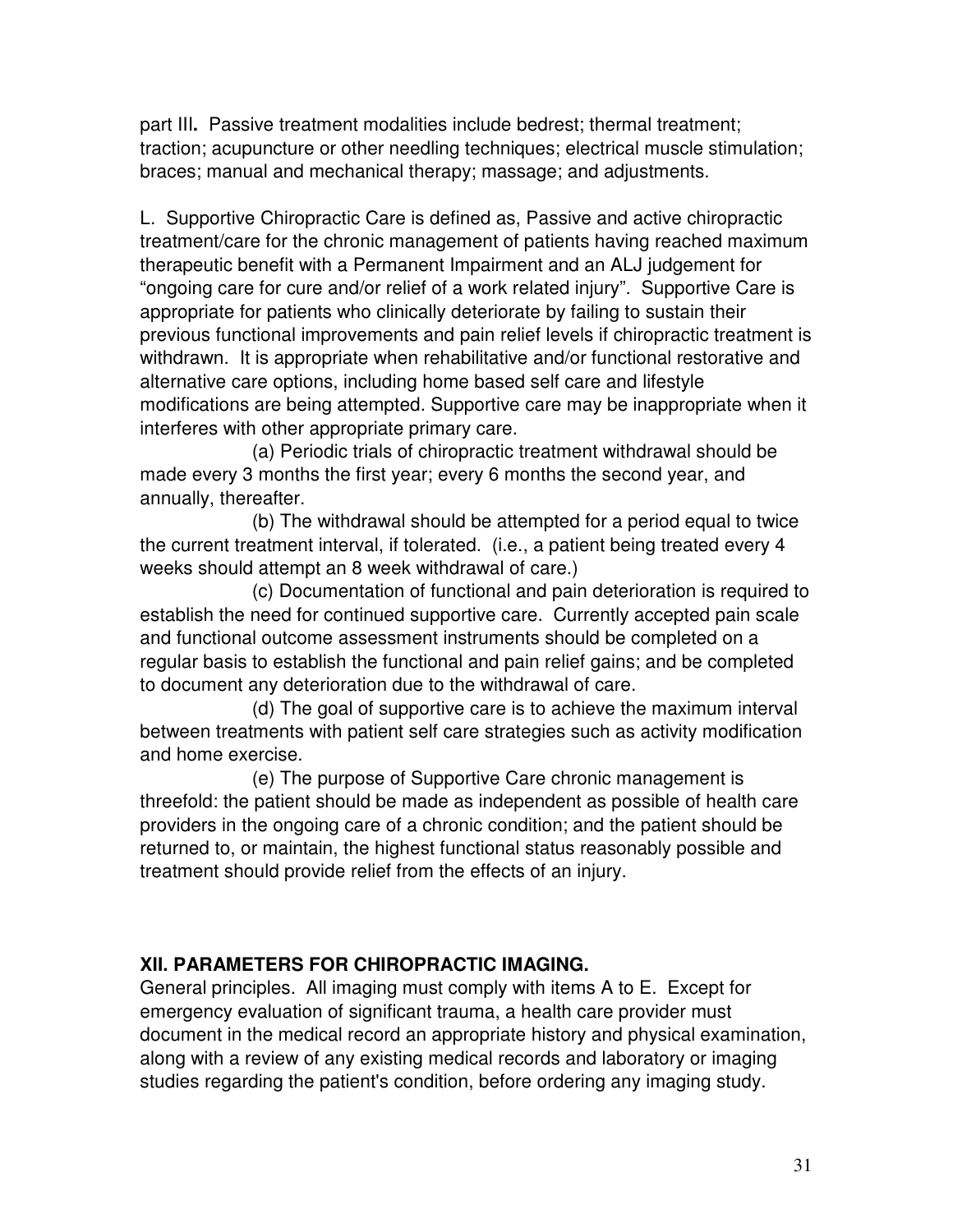part III**.** Passive treatment modalities include bedrest; thermal treatment; traction; acupuncture or other needling techniques; electrical muscle stimulation; braces; manual and mechanical therapy; massage; and adjustments.

L. Supportive Chiropractic Care is defined as, Passive and active chiropractic treatment/care for the chronic management of patients having reached maximum therapeutic benefit with a Permanent Impairment and an ALJ judgement for "ongoing care for cure and/or relief of a work related injury". Supportive Care is appropriate for patients who clinically deteriorate by failing to sustain their previous functional improvements and pain relief levels if chiropractic treatment is withdrawn. It is appropriate when rehabilitative and/or functional restorative and alternative care options, including home based self care and lifestyle modifications are being attempted. Supportive care may be inappropriate when it interferes with other appropriate primary care.

(a) Periodic trials of chiropractic treatment withdrawal should be made every 3 months the first year; every 6 months the second year, and annually, thereafter.

(b) The withdrawal should be attempted for a period equal to twice the current treatment interval, if tolerated. (i.e., a patient being treated every 4 weeks should attempt an 8 week withdrawal of care.)

(c) Documentation of functional and pain deterioration is required to establish the need for continued supportive care. Currently accepted pain scale and functional outcome assessment instruments should be completed on a regular basis to establish the functional and pain relief gains; and be completed to document any deterioration due to the withdrawal of care.

(d) The goal of supportive care is to achieve the maximum interval between treatments with patient self care strategies such as activity modification and home exercise.

(e) The purpose of Supportive Care chronic management is threefold: the patient should be made as independent as possible of health care providers in the ongoing care of a chronic condition; and the patient should be returned to, or maintain, the highest functional status reasonably possible and treatment should provide relief from the effects of an injury.

## XII. PARAMETERS FOR CHIROPRACTIC IMAGING.

General principles. All imaging must comply with items A to E. Except for emergency evaluation of significant trauma, a health care provider must document in the medical record an appropriate history and physical examination, along with a review of any existing medical records and laboratory or imaging studies regarding the patient's condition, before ordering any imaging study.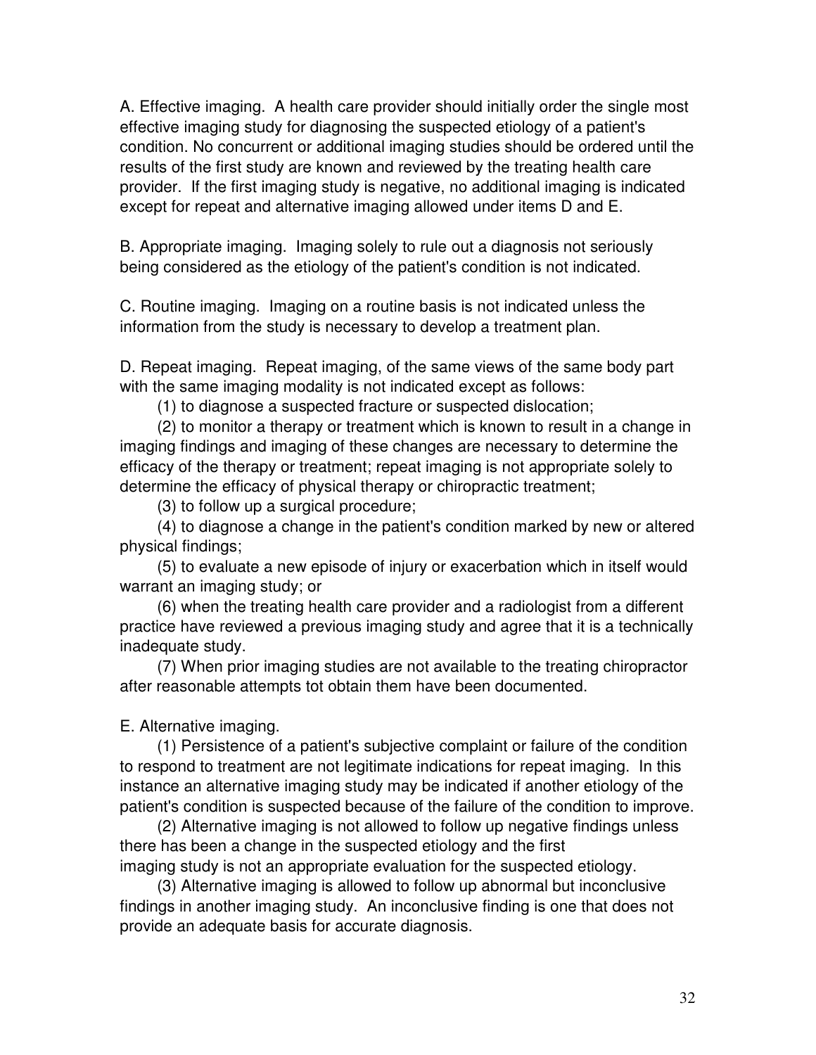A. Effective imaging. A health care provider should initially order the single most effective imaging study for diagnosing the suspected etiology of a patient's condition. No concurrent or additional imaging studies should be ordered until the results of the first study are known and reviewed by the treating health care provider. If the first imaging study is negative, no additional imaging is indicated except for repeat and alternative imaging allowed under items D and E.

B. Appropriate imaging. Imaging solely to rule out a diagnosis not seriously being considered as the etiology of the patient's condition is not indicated.

C. Routine imaging. Imaging on a routine basis is not indicated unless the information from the study is necessary to develop a treatment plan.

D. Repeat imaging. Repeat imaging, of the same views of the same body part with the same imaging modality is not indicated except as follows:

(1) to diagnose a suspected fracture or suspected dislocation;

(2) to monitor a therapy or treatment which is known to result in a change in imaging findings and imaging of these changes are necessary to determine the efficacy of the therapy or treatment; repeat imaging is not appropriate solely to determine the efficacy of physical therapy or chiropractic treatment;

(3) to follow up a surgical procedure;

(4) to diagnose a change in the patient's condition marked by new or altered physical findings;

(5) to evaluate a new episode of injury or exacerbation which in itself would warrant an imaging study; or

(6) when the treating health care provider and a radiologist from a different practice have reviewed a previous imaging study and agree that it is a technically inadequate study.

(7) When prior imaging studies are not available to the treating chiropractor after reasonable attempts tot obtain them have been documented.

E. Alternative imaging.

(1) Persistence of a patient's subjective complaint or failure of the condition to respond to treatment are not legitimate indications for repeat imaging. In this instance an alternative imaging study may be indicated if another etiology of the patient's condition is suspected because of the failure of the condition to improve.

(2) Alternative imaging is not allowed to follow up negative findings unless there has been a change in the suspected etiology and the first imaging study is not an appropriate evaluation for the suspected etiology.

(3) Alternative imaging is allowed to follow up abnormal but inconclusive findings in another imaging study. An inconclusive finding is one that does not provide an adequate basis for accurate diagnosis.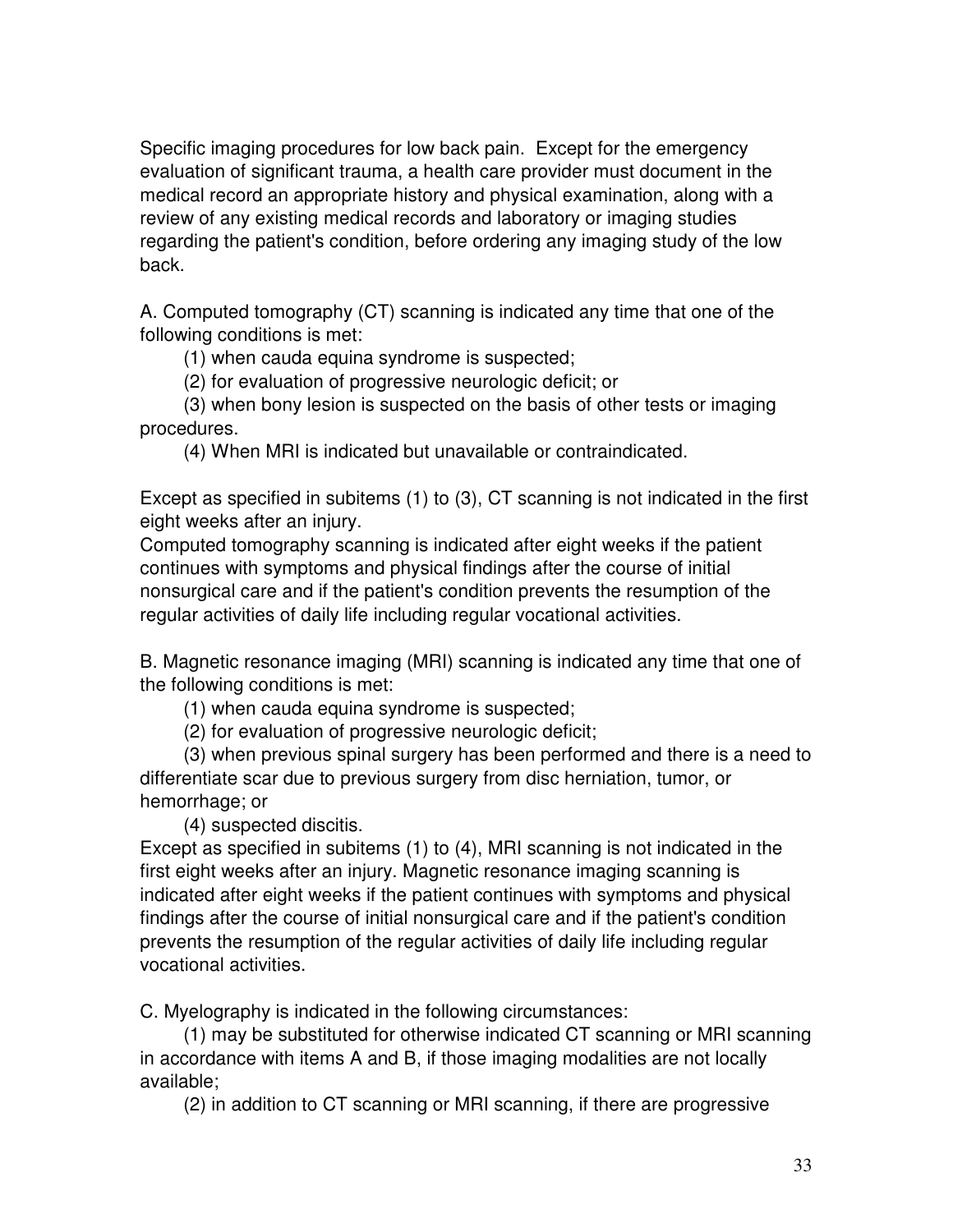Specific imaging procedures for low back pain. Except for the emergency evaluation of significant trauma, a health care provider must document in the medical record an appropriate history and physical examination, along with a review of any existing medical records and laboratory or imaging studies regarding the patient's condition, before ordering any imaging study of the low back.

A. Computed tomography (CT) scanning is indicated any time that one of the following conditions is met:

(1) when cauda equina syndrome is suspected;

(2) for evaluation of progressive neurologic deficit; or

(3) when bony lesion is suspected on the basis of other tests or imaging procedures.

(4) When MRI is indicated but unavailable or contraindicated.

Except as specified in subitems (1) to (3), CT scanning is not indicated in the first eight weeks after an injury.
Computed tomography scanning is indicated after eight weeks if the patient continues with symptoms and physical findings after the course of initial nonsurgical care and if the patient's condition prevents the resumption of the regular activities of daily life including regular vocational activities.

B. Magnetic resonance imaging (MRI) scanning is indicated any time that one of the following conditions is met:

(1) when cauda equina syndrome is suspected;

(2) for evaluation of progressive neurologic deficit;

(3) when previous spinal surgery has been performed and there is a need to differentiate scar due to previous surgery from disc herniation, tumor, or hemorrhage; or

(4) suspected discitis.

Except as specified in subitems (1) to (4), MRI scanning is not indicated in the first eight weeks after an injury. Magnetic resonance imaging scanning is indicated after eight weeks if the patient continues with symptoms and physical findings after the course of initial nonsurgical care and if the patient's condition prevents the resumption of the regular activities of daily life including regular vocational activities.

C. Myelography is indicated in the following circumstances:

(1) may be substituted for otherwise indicated CT scanning or MRI scanning in accordance with items A and B, if those imaging modalities are not locally available;

(2) in addition to CT scanning or MRI scanning, if there are progressive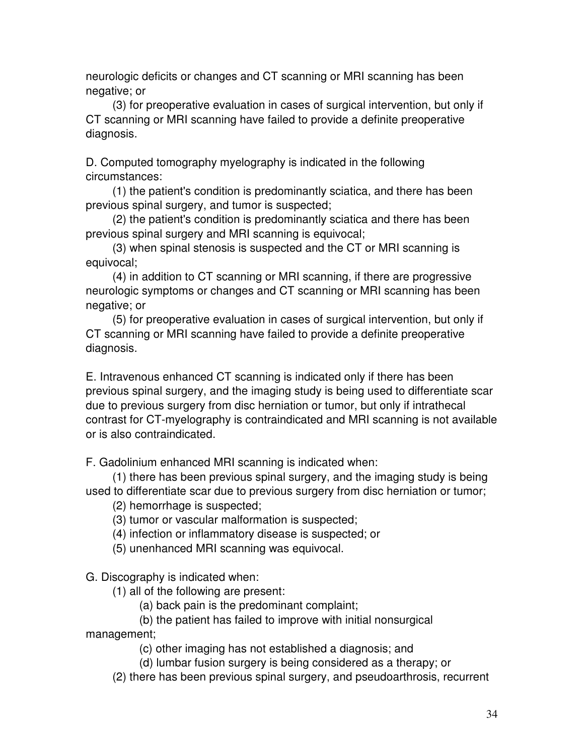neurologic deficits or changes and CT scanning or MRI scanning has been negative; or

(3) for preoperative evaluation in cases of surgical intervention, but only if CT scanning or MRI scanning have failed to provide a definite preoperative diagnosis.

D. Computed tomography myelography is indicated in the following circumstances:

(1) the patient's condition is predominantly sciatica, and there has been previous spinal surgery, and tumor is suspected;

(2) the patient's condition is predominantly sciatica and there has been previous spinal surgery and MRI scanning is equivocal;

(3) when spinal stenosis is suspected and the CT or MRI scanning is equivocal;

(4) in addition to CT scanning or MRI scanning, if there are progressive neurologic symptoms or changes and CT scanning or MRI scanning has been negative; or

(5) for preoperative evaluation in cases of surgical intervention, but only if CT scanning or MRI scanning have failed to provide a definite preoperative diagnosis.

E. Intravenous enhanced CT scanning is indicated only if there has been previous spinal surgery, and the imaging study is being used to differentiate scar due to previous surgery from disc herniation or tumor, but only if intrathecal contrast for CT-myelography is contraindicated and MRI scanning is not available or is also contraindicated.

F. Gadolinium enhanced MRI scanning is indicated when:

(1) there has been previous spinal surgery, and the imaging study is being used to differentiate scar due to previous surgery from disc herniation or tumor;

(2) hemorrhage is suspected;

(3) tumor or vascular malformation is suspected;

(4) infection or inflammatory disease is suspected; or

(5) unenhanced MRI scanning was equivocal.

G. Discography is indicated when:

(1) all of the following are present:

(a) back pain is the predominant complaint;

(b) the patient has failed to improve with initial nonsurgical management;

(c) other imaging has not established a diagnosis; and

(d) lumbar fusion surgery is being considered as a therapy; or

(2) there has been previous spinal surgery, and pseudoarthrosis, recurrent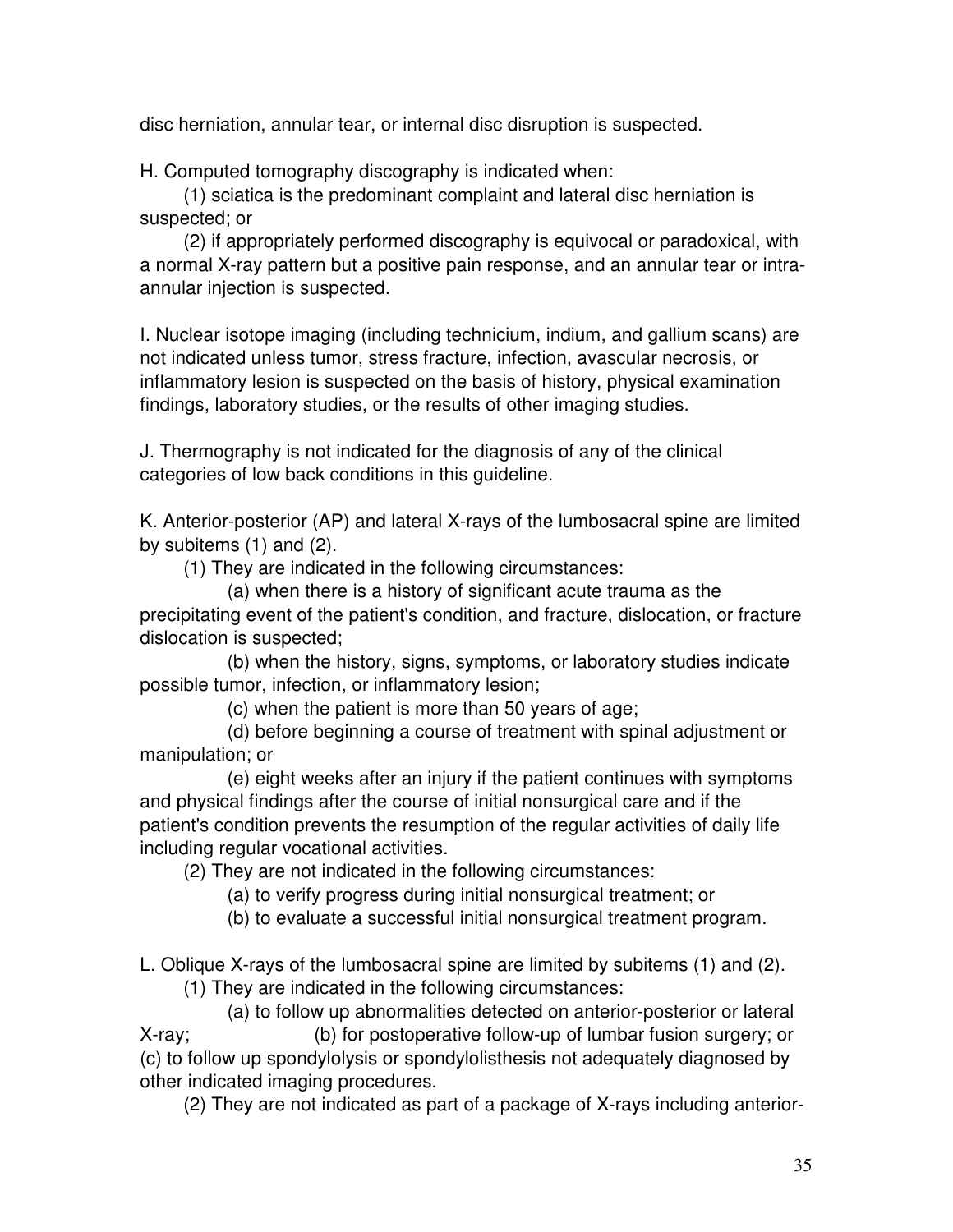disc herniation, annular tear, or internal disc disruption is suspected.

H. Computed tomography discography is indicated when:

(1) sciatica is the predominant complaint and lateral disc herniation is suspected; or

(2) if appropriately performed discography is equivocal or paradoxical, with a normal X-ray pattern but a positive pain response, and an annular tear or intra-annular injection is suspected.

I. Nuclear isotope imaging (including technicium, indium, and gallium scans) are not indicated unless tumor, stress fracture, infection, avascular necrosis, or inflammatory lesion is suspected on the basis of history, physical examination findings, laboratory studies, or the results of other imaging studies.

J. Thermography is not indicated for the diagnosis of any of the clinical categories of low back conditions in this guideline.

K. Anterior-posterior (AP) and lateral X-rays of the lumbosacral spine are limited by subitems (1) and (2).

(1) They are indicated in the following circumstances:

(a) when there is a history of significant acute trauma as the precipitating event of the patient's condition, and fracture, dislocation, or fracture dislocation is suspected;

(b) when the history, signs, symptoms, or laboratory studies indicate possible tumor, infection, or inflammatory lesion;

(c) when the patient is more than 50 years of age;

(d) before beginning a course of treatment with spinal adjustment or manipulation; or

(e) eight weeks after an injury if the patient continues with symptoms and physical findings after the course of initial nonsurgical care and if the patient's condition prevents the resumption of the regular activities of daily life including regular vocational activities.

(2) They are not indicated in the following circumstances:

(a) to verify progress during initial nonsurgical treatment; or

(b) to evaluate a successful initial nonsurgical treatment program.

L. Oblique X-rays of the lumbosacral spine are limited by subitems (1) and (2).

(1) They are indicated in the following circumstances:

(a) to follow up abnormalities detected on anterior-posterior or lateral X-ray; (b) for postoperative follow-up of lumbar fusion surgery; or (c) to follow up spondylolysis or spondylolisthesis not adequately diagnosed by other indicated imaging procedures.

(2) They are not indicated as part of a package of X-rays including anterior-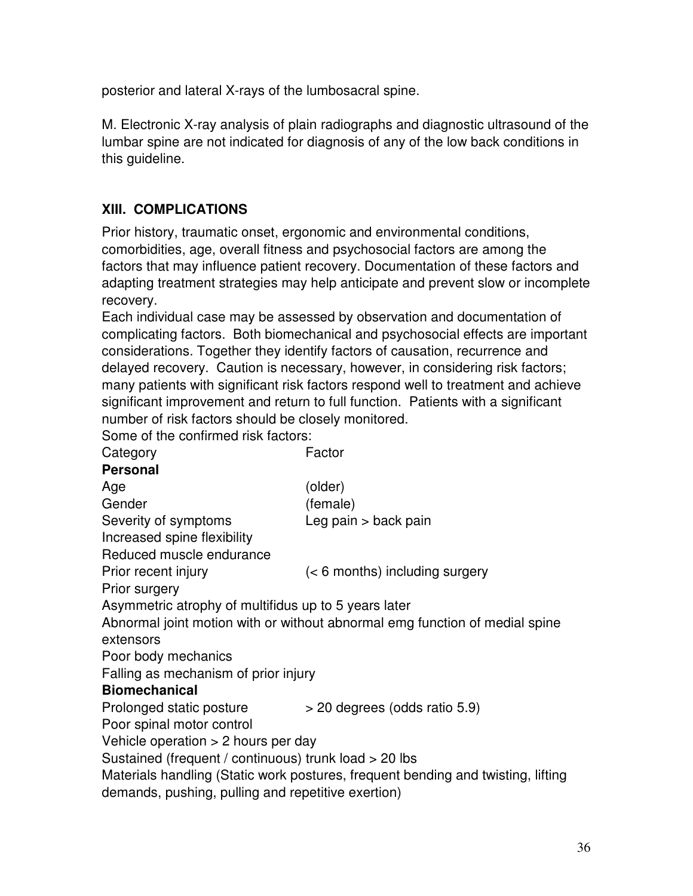posterior and lateral X-rays of the lumbosacral spine.

M. Electronic X-ray analysis of plain radiographs and diagnostic ultrasound of the lumbar spine are not indicated for diagnosis of any of the low back conditions in this guideline.

## XIII. COMPLICATIONS

Prior history, traumatic onset, ergonomic and environmental conditions, comorbidities, age, overall fitness and psychosocial factors are among the factors that may influence patient recovery. Documentation of these factors and adapting treatment strategies may help anticipate and prevent slow or incomplete recovery.

Each individual case may be assessed by observation and documentation of complicating factors. Both biomechanical and psychosocial effects are important considerations. Together they identify factors of causation, recurrence and delayed recovery. Caution is necessary, however, in considering risk factors; many patients with significant risk factors respond well to treatment and achieve significant improvement and return to full function. Patients with a significant number of risk factors should be closely monitored.

Some of the confirmed risk factors:

| Category | Factor |
|---|---|
| **Personal** | |
| Age | (older) |
| Gender | (female) |
| Severity of symptoms | Leg pain > back pain |
| Increased spine flexibility | |
| Reduced muscle endurance | |
| Prior recent injury | (< 6 months) including surgery |
| Prior surgery | |
| Asymmetric atrophy of multifidus up to 5 years later | |
| Abnormal joint motion with or without abnormal emg function of medial spine extensors | |
| Poor body mechanics | |
| Falling as mechanism of prior injury | |
| **Biomechanical** | |
| Prolonged static posture | > 20 degrees (odds ratio 5.9) |
| Poor spinal motor control | |
| Vehicle operation > 2 hours per day | |
| Sustained (frequent / continuous) trunk load > 20 lbs | |
| Materials handling (Static work postures, frequent bending and twisting, lifting demands, pushing, pulling and repetitive exertion) | |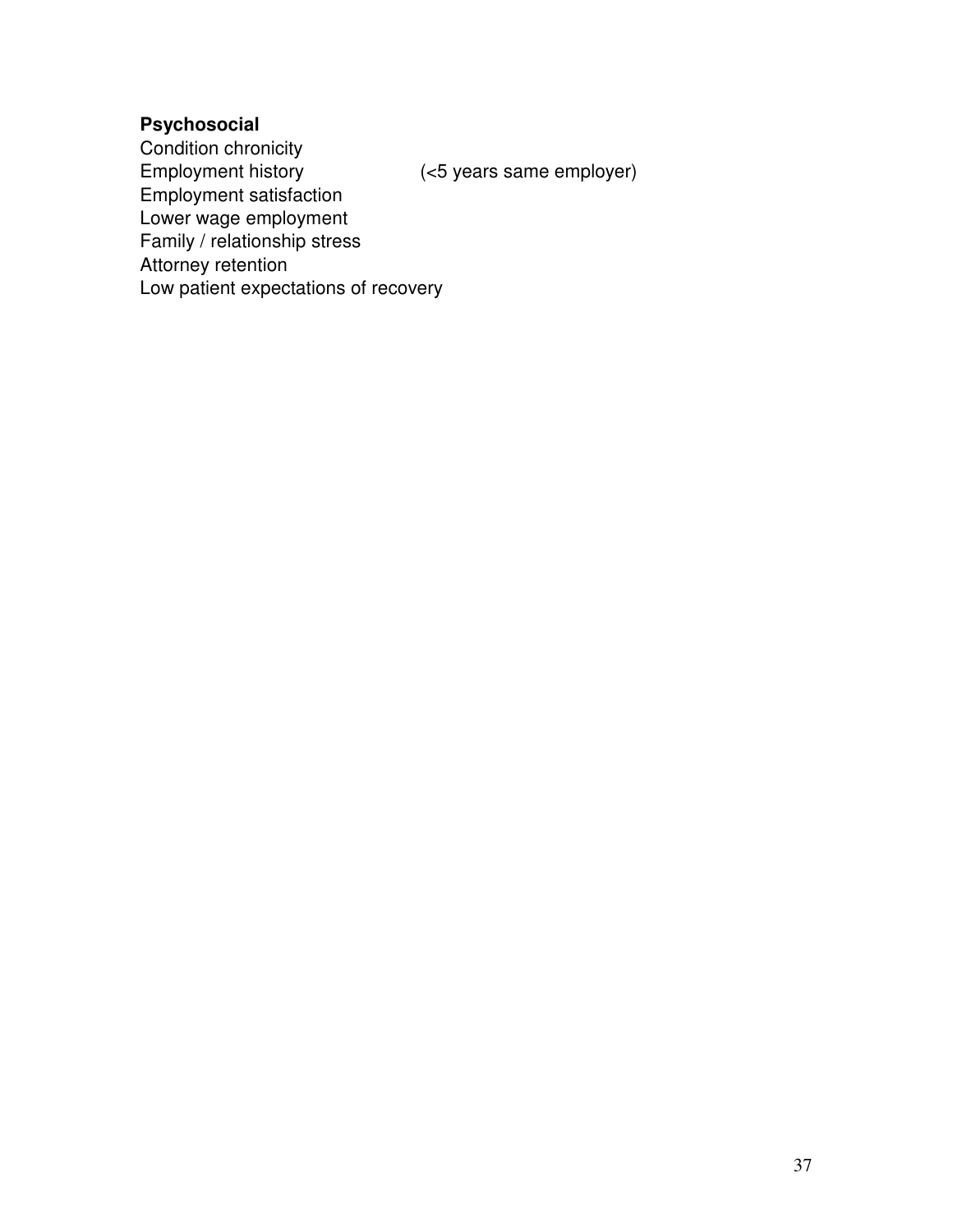**Psychosocial**

Condition chronicity
Employment history (<5 years same employer)
Employment satisfaction
Lower wage employment
Family / relationship stress
Attorney retention
Low patient expectations of recovery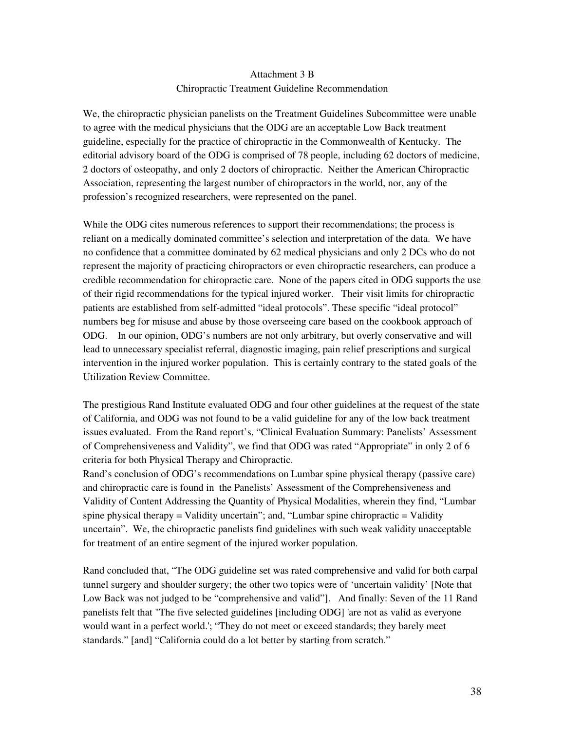# Attachment 3 B

## Chiropractic Treatment Guideline Recommendation

We, the chiropractic physician panelists on the Treatment Guidelines Subcommittee were unable to agree with the medical physicians that the ODG are an acceptable Low Back treatment guideline, especially for the practice of chiropractic in the Commonwealth of Kentucky. The editorial advisory board of the ODG is comprised of 78 people, including 62 doctors of medicine, 2 doctors of osteopathy, and only 2 doctors of chiropractic. Neither the American Chiropractic Association, representing the largest number of chiropractors in the world, nor, any of the profession's recognized researchers, were represented on the panel.

While the ODG cites numerous references to support their recommendations; the process is reliant on a medically dominated committee's selection and interpretation of the data. We have no confidence that a committee dominated by 62 medical physicians and only 2 DCs who do not represent the majority of practicing chiropractors or even chiropractic researchers, can produce a credible recommendation for chiropractic care. None of the papers cited in ODG supports the use of their rigid recommendations for the typical injured worker. Their visit limits for chiropractic patients are established from self-admitted "ideal protocols". These specific "ideal protocol" numbers beg for misuse and abuse by those overseeing care based on the cookbook approach of ODG. In our opinion, ODG's numbers are not only arbitrary, but overly conservative and will lead to unnecessary specialist referral, diagnostic imaging, pain relief prescriptions and surgical intervention in the injured worker population. This is certainly contrary to the stated goals of the Utilization Review Committee.

The prestigious Rand Institute evaluated ODG and four other guidelines at the request of the state of California, and ODG was not found to be a valid guideline for any of the low back treatment issues evaluated. From the Rand report's, "Clinical Evaluation Summary: Panelists' Assessment of Comprehensiveness and Validity", we find that ODG was rated "Appropriate" in only 2 of 6 criteria for both Physical Therapy and Chiropractic.

Rand's conclusion of ODG's recommendations on Lumbar spine physical therapy (passive care) and chiropractic care is found in the Panelists' Assessment of the Comprehensiveness and Validity of Content Addressing the Quantity of Physical Modalities, wherein they find, "Lumbar spine physical therapy = Validity uncertain"; and, "Lumbar spine chiropractic = Validity uncertain". We, the chiropractic panelists find guidelines with such weak validity unacceptable for treatment of an entire segment of the injured worker population.

Rand concluded that, "The ODG guideline set was rated comprehensive and valid for both carpal tunnel surgery and shoulder surgery; the other two topics were of 'uncertain validity' [Note that Low Back was not judged to be "comprehensive and valid"]. And finally: Seven of the 11 Rand panelists felt that "The five selected guidelines [including ODG] 'are not as valid as everyone would want in a perfect world.'; "They do not meet or exceed standards; they barely meet standards." [and] "California could do a lot better by starting from scratch."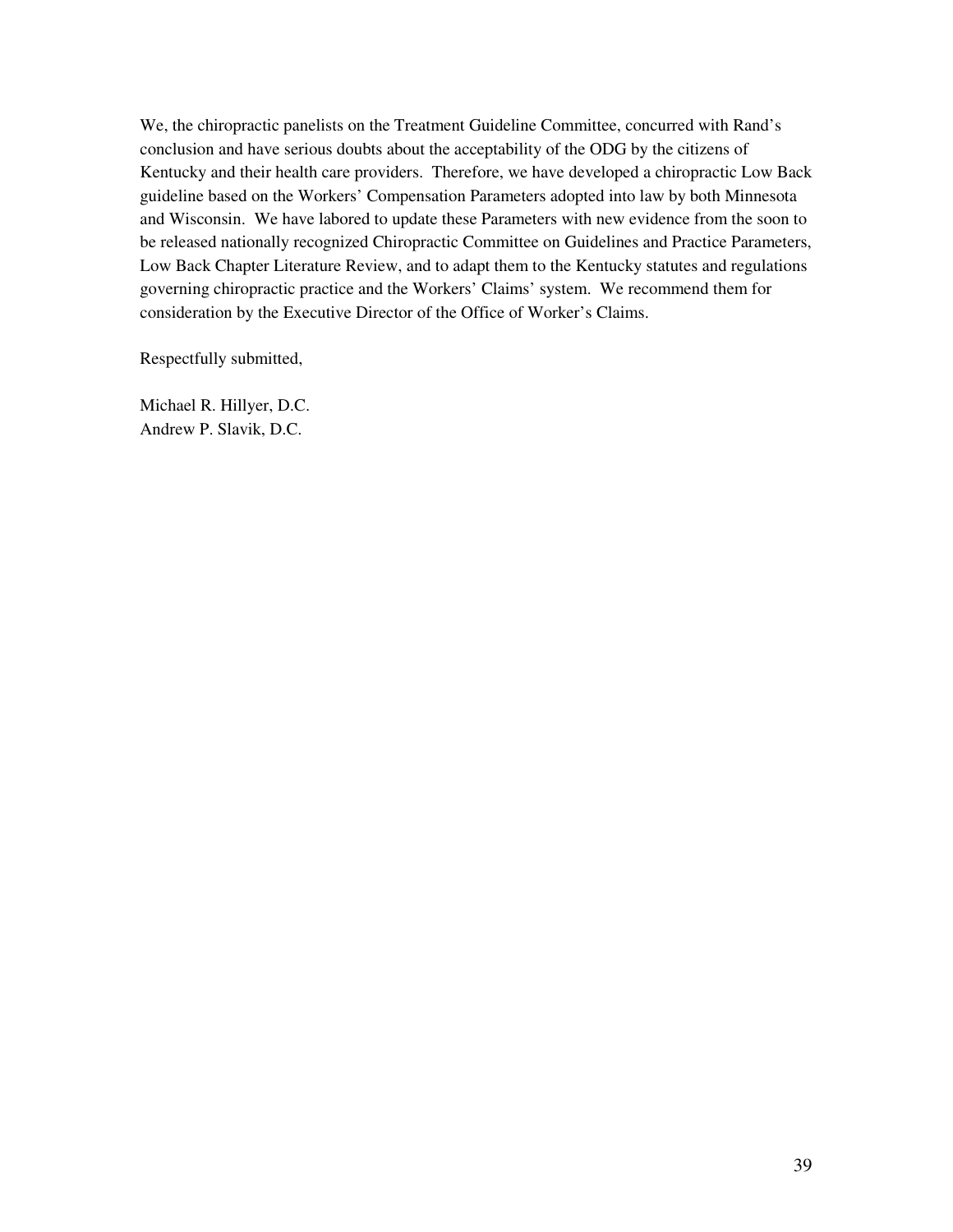We, the chiropractic panelists on the Treatment Guideline Committee, concurred with Rand's conclusion and have serious doubts about the acceptability of the ODG by the citizens of Kentucky and their health care providers. Therefore, we have developed a chiropractic Low Back guideline based on the Workers' Compensation Parameters adopted into law by both Minnesota and Wisconsin. We have labored to update these Parameters with new evidence from the soon to be released nationally recognized Chiropractic Committee on Guidelines and Practice Parameters, Low Back Chapter Literature Review, and to adapt them to the Kentucky statutes and regulations governing chiropractic practice and the Workers' Claims' system. We recommend them for consideration by the Executive Director of the Office of Worker's Claims.

Respectfully submitted,

Michael R. Hillyer, D.C.
Andrew P. Slavik, D.C.